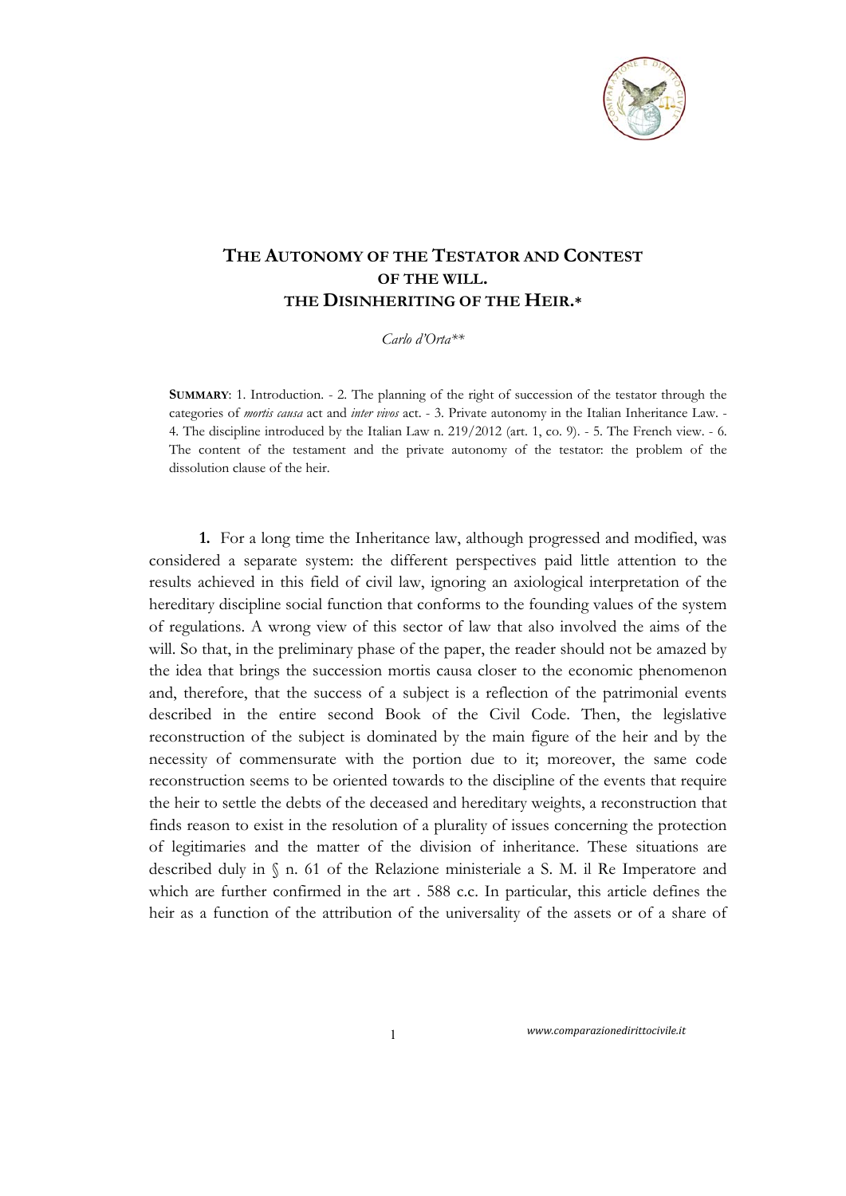# THE AUTONOMY OF THE TESTATOR AND CONTEST OF THE WILL. THE DISINHERITING OF THE HEIR.*

*Carlo d'Orta***

**SUMMARY**: 1. Introduction. - 2. The planning of the right of succession of the testator through the categories of *mortis causa* act and *inter vivos* act. - 3. Private autonomy in the Italian Inheritance Law. - 4. The discipline introduced by the Italian Law n. 219/2012 (art. 1, co. 9). - 5. The French view. - 6. The content of the testament and the private autonomy of the testator: the problem of the dissolution clause of the heir.

**1.** For a long time the Inheritance law, although progressed and modified, was considered a separate system: the different perspectives paid little attention to the results achieved in this field of civil law, ignoring an axiological interpretation of the hereditary discipline social function that conforms to the founding values of the system of regulations. A wrong view of this sector of law that also involved the aims of the will. So that, in the preliminary phase of the paper, the reader should not be amazed by the idea that brings the succession mortis causa closer to the economic phenomenon and, therefore, that the success of a subject is a reflection of the patrimonial events described in the entire second Book of the Civil Code. Then, the legislative reconstruction of the subject is dominated by the main figure of the heir and by the necessity of commensurate with the portion due to it; moreover, the same code reconstruction seems to be oriented towards to the discipline of the events that require the heir to settle the debts of the deceased and hereditary weights, a reconstruction that finds reason to exist in the resolution of a plurality of issues concerning the protection of legitimaries and the matter of the division of inheritance. These situations are described duly in § n. 61 of the Relazione ministeriale a S. M. il Re Imperatore and which are further confirmed in the art . 588 c.c. In particular, this article defines the heir as a function of the attribution of the universality of the assets or of a share of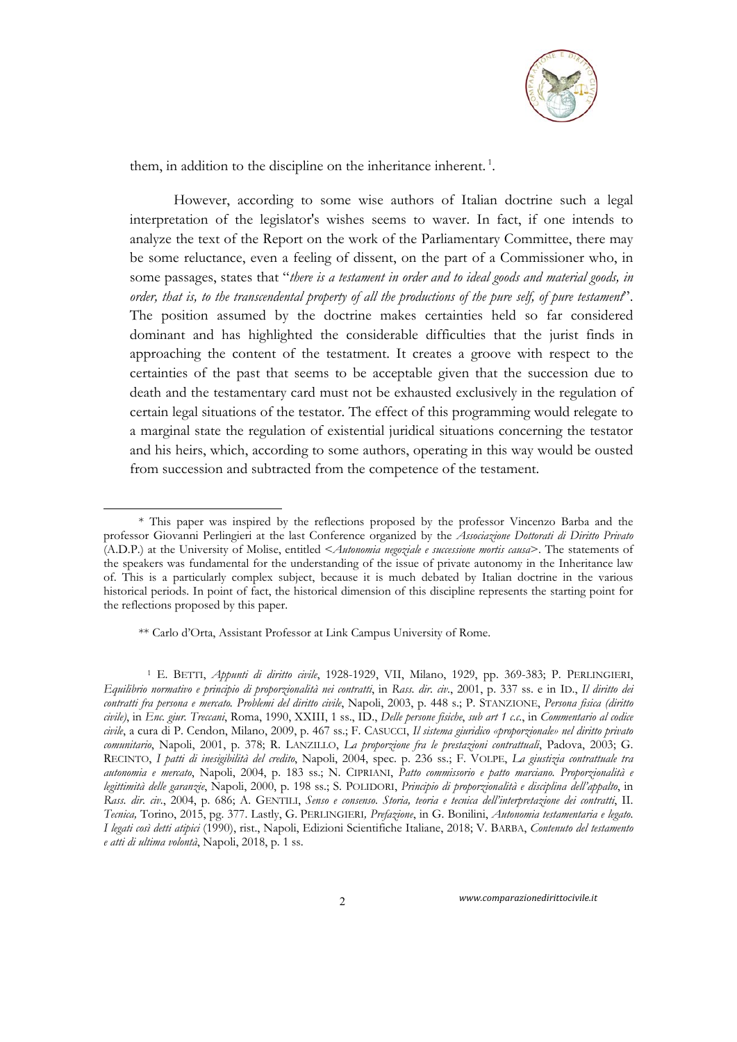them, in addition to the discipline on the inheritance inherent. [1].

However, according to some wise authors of Italian doctrine such a legal interpretation of the legislator's wishes seems to waver. In fact, if one intends to analyze the text of the Report on the work of the Parliamentary Committee, there may be some reluctance, even a feeling of dissent, on the part of a Commissioner who, in some passages, states that "*there is a testament in order and to ideal goods and material goods, in order, that is, to the transcendental property of all the productions of the pure self, of pure testament*". The position assumed by the doctrine makes certainties held so far considered dominant and has highlighted the considerable difficulties that the jurist finds in approaching the content of the testatment. It creates a groove with respect to the certainties of the past that seems to be acceptable given that the succession due to death and the testamentary card must not be exhausted exclusively in the regulation of certain legal situations of the testator. The effect of this programming would relegate to a marginal state the regulation of existential juridical situations concerning the testator and his heirs, which, according to some authors, operating in this way would be ousted from succession and subtracted from the competence of the testament.

---

\* This paper was inspired by the reflections proposed by the professor Vincenzo Barba and the professor Giovanni Perlingieri at the last Conference organized by the *Associazione Dottorati di Diritto Privato* (A.D.P.) at the University of Molise, entitled <*Autonomia negoziale e successione mortis causa*>. The statements of the speakers was fundamental for the understanding of the issue of private autonomy in the Inheritance law of. This is a particularly complex subject, because it is much debated by Italian doctrine in the various historical periods. In point of fact, the historical dimension of this discipline represents the starting point for the reflections proposed by this paper.

\*\* Carlo d'Orta, Assistant Professor at Link Campus University of Rome.

[1] E. BETTI, *Appunti di diritto civile*, 1928-1929, VII, Milano, 1929, pp. 369-383; P. PERLINGIERI, *Equilibrio normativo e principio di proporzionalità nei contratti*, in *Rass. dir. civ.*, 2001, p. 337 ss. e in ID., *Il diritto dei contratti fra persona e mercato. Problemi del diritto civile*, Napoli, 2003, p. 448 s.; P. STANZIONE, *Persona fisica (diritto civile)*, in *Enc. giur. Treccani*, Roma, 1990, XXIII, 1 ss., ID., *Delle persone fisiche*, *sub art 1 c.c.*, in *Commentario al codice civile*, a cura di P. Cendon, Milano, 2009, p. 467 ss.; F. CASUCCI, *Il sistema giuridico «proporzionale» nel diritto privato comunitario*, Napoli, 2001, p. 378; R. LANZILLO, *La proporzione fra le prestazioni contrattuali*, Padova, 2003; G. RECINTO, *I patti di inesigibilità del credito*, Napoli, 2004, spec. p. 236 ss.; F. VOLPE, *La giustizia contrattuale tra autonomia e mercato*, Napoli, 2004, p. 183 ss.; N. CIPRIANI, *Patto commissorio e patto marciano. Proporzionalità e legittimità delle garanzie*, Napoli, 2000, p. 198 ss.; S. POLIDORI, *Principio di proporzionalità e disciplina dell'appalto*, in *Rass. dir. civ.*, 2004, p. 686; A. GENTILI, *Senso e consenso. Storia, teoria e tecnica dell'interpretazione dei contratti*, II. *Tecnica,* Torino, 2015, pg. 377. Lastly, G. PERLINGIERI*, Prefazione*, in G. Bonilini, *Autonomia testamentaria e legato. I legati così detti atipici* (1990), rist., Napoli, Edizioni Scientifiche Italiane, 2018; V. BARBA, *Contenuto del testamento e atti di ultima volontà*, Napoli, 2018, p. 1 ss.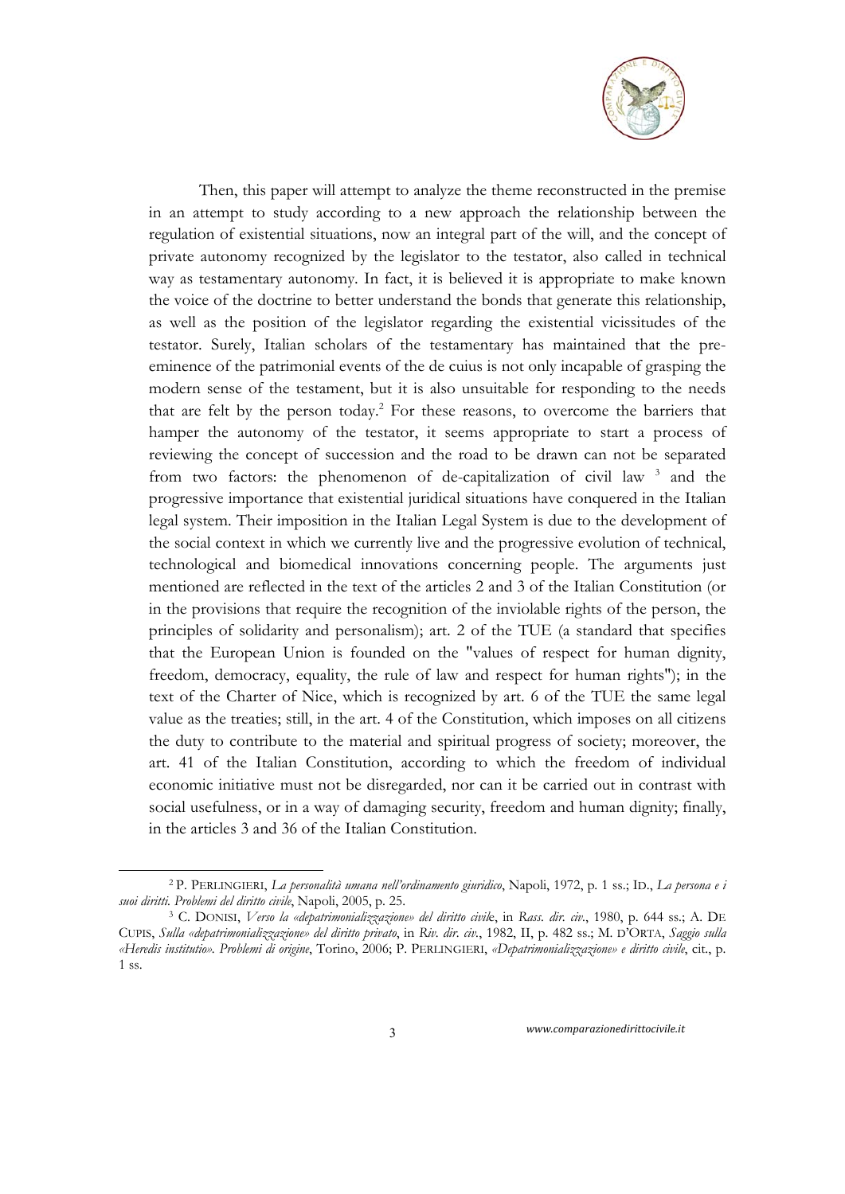Then, this paper will attempt to analyze the theme reconstructed in the premise in an attempt to study according to a new approach the relationship between the regulation of existential situations, now an integral part of the will, and the concept of private autonomy recognized by the legislator to the testator, also called in technical way as testamentary autonomy. In fact, it is believed it is appropriate to make known the voice of the doctrine to better understand the bonds that generate this relationship, as well as the position of the legislator regarding the existential vicissitudes of the testator. Surely, Italian scholars of the testamentary has maintained that the pre-eminence of the patrimonial events of the de cuius is not only incapable of grasping the modern sense of the testament, but it is also unsuitable for responding to the needs that are felt by the person today.[2] For these reasons, to overcome the barriers that hamper the autonomy of the testator, it seems appropriate to start a process of reviewing the concept of succession and the road to be drawn can not be separated from two factors: the phenomenon of de-capitalization of civil law [3] and the progressive importance that existential juridical situations have conquered in the Italian legal system. Their imposition in the Italian Legal System is due to the development of the social context in which we currently live and the progressive evolution of technical, technological and biomedical innovations concerning people. The arguments just mentioned are reflected in the text of the articles 2 and 3 of the Italian Constitution (or in the provisions that require the recognition of the inviolable rights of the person, the principles of solidarity and personalism); art. 2 of the TUE (a standard that specifies that the European Union is founded on the "values of respect for human dignity, freedom, democracy, equality, the rule of law and respect for human rights"); in the text of the Charter of Nice, which is recognized by art. 6 of the TUE the same legal value as the treaties; still, in the art. 4 of the Constitution, which imposes on all citizens the duty to contribute to the material and spiritual progress of society; moreover, the art. 41 of the Italian Constitution, according to which the freedom of individual economic initiative must not be disregarded, nor can it be carried out in contrast with social usefulness, or in a way of damaging security, freedom and human dignity; finally, in the articles 3 and 36 of the Italian Constitution.

---

[2] P. PERLINGIERI, *La personalità umana nell'ordinamento giuridico*, Napoli, 1972, p. 1 ss.; ID., *La persona e i suoi diritti. Problemi del diritto civile*, Napoli, 2005, p. 25.

[3] C. DONISI, *Verso la «depatrimonializzazione» del diritto civile*, in *Rass. dir. civ.*, 1980, p. 644 ss.; A. DE CUPIS, *Sulla «depatrimonializzazione» del diritto privato*, in *Riv. dir. civ.*, 1982, II, p. 482 ss.; M. D'ORTA, *Saggio sulla «Heredis institutio». Problemi di origine*, Torino, 2006; P. PERLINGIERI, *«Depatrimonializzazione» e diritto civile*, cit., p. 1 ss.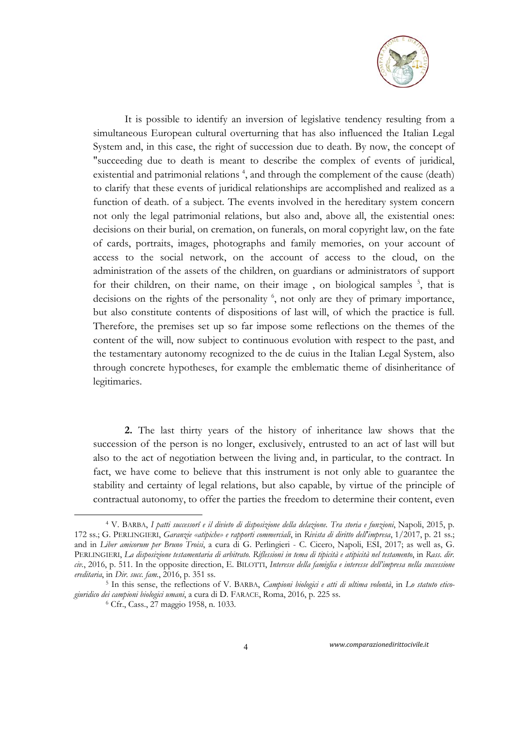It is possible to identify an inversion of legislative tendency resulting from a simultaneous European cultural overturning that has also influenced the Italian Legal System and, in this case, the right of succession due to death. By now, the concept of "succeeding due to death is meant to describe the complex of events of juridical, existential and patrimonial relations [4], and through the complement of the cause (death) to clarify that these events of juridical relationships are accomplished and realized as a function of death. of a subject. The events involved in the hereditary system concern not only the legal patrimonial relations, but also and, above all, the existential ones: decisions on their burial, on cremation, on funerals, on moral copyright law, on the fate of cards, portraits, images, photographs and family memories, on your account of access to the social network, on the account of access to the cloud, on the administration of the assets of the children, on guardians or administrators of support for their children, on their name, on their image , on biological samples [5], that is decisions on the rights of the personality [6], not only are they of primary importance, but also constitute contents of dispositions of last will, of which the practice is full. Therefore, the premises set up so far impose some reflections on the themes of the content of the will, now subject to continuous evolution with respect to the past, and the testamentary autonomy recognized to the de cuius in the Italian Legal System, also through concrete hypotheses, for example the emblematic theme of disinheritance of legitimaries.

**2.** The last thirty years of the history of inheritance law shows that the succession of the person is no longer, exclusively, entrusted to an act of last will but also to the act of negotiation between the living and, in particular, to the contract. In fact, we have come to believe that this instrument is not only able to guarantee the stability and certainty of legal relations, but also capable, by virtue of the principle of contractual autonomy, to offer the parties the freedom to determine their content, even

---

[4] V. BARBA, *I patti successori e il divieto di disposizione della delazione. Tra storia e funzioni*, Napoli, 2015, p. 172 ss.; G. PERLINGIERI, *Garanzie «atipiche» e rapporti commerciali*, in *Rivista di diritto dell'impresa*, 1/2017, p. 21 ss.; and in *Liber amicorum per Bruno Troisi*, a cura di G. Perlingieri - C. Cicero, Napoli, ESI, 2017; as well as, G. PERLINGIERI, *La disposizione testamentaria di arbitrato. Riflessioni in tema di tipicità e atipicità nel testamento*, in *Rass. dir. civ.*, 2016, p. 511. In the opposite direction, E. BILOTTI, *Interesse della famiglia e interesse dell'impresa nella successione ereditaria*, in *Dir. succ. fam.*, 2016, p. 351 ss.

[5] In this sense, the reflections of V. BARBA, *Campioni biologici e atti di ultima volontà*, in *Lo statuto etico-giuridico dei campioni biologici umani*, a cura di D. FARACE, Roma, 2016, p. 225 ss.

[6] Cfr., Cass., 27 maggio 1958, n. 1033.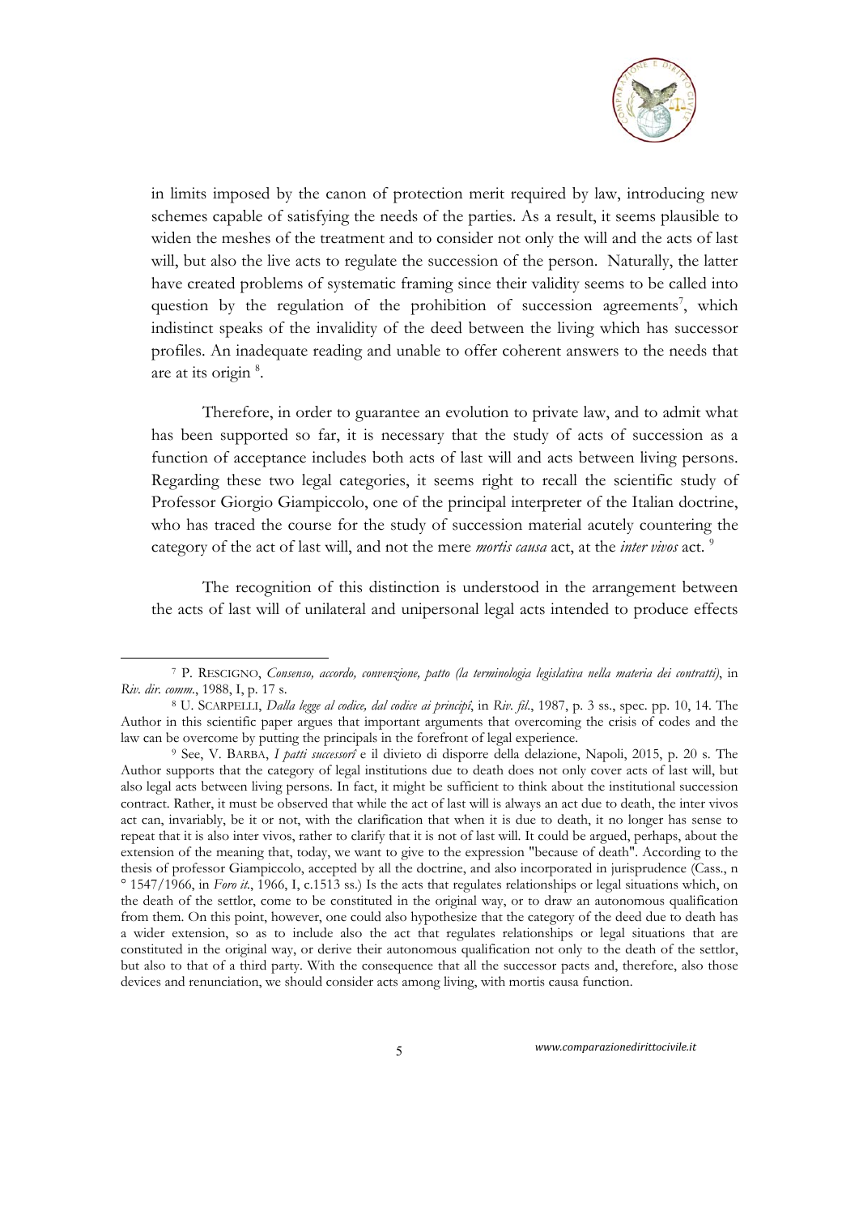in limits imposed by the canon of protection merit required by law, introducing new schemes capable of satisfying the needs of the parties. As a result, it seems plausible to widen the meshes of the treatment and to consider not only the will and the acts of last will, but also the live acts to regulate the succession of the person. Naturally, the latter have created problems of systematic framing since their validity seems to be called into question by the regulation of the prohibition of succession agreements[7], which indistinct speaks of the invalidity of the deed between the living which has successor profiles. An inadequate reading and unable to offer coherent answers to the needs that are at its origin [8].

Therefore, in order to guarantee an evolution to private law, and to admit what has been supported so far, it is necessary that the study of acts of succession as a function of acceptance includes both acts of last will and acts between living persons. Regarding these two legal categories, it seems right to recall the scientific study of Professor Giorgio Giampiccolo, one of the principal interpreter of the Italian doctrine, who has traced the course for the study of succession material acutely countering the category of the act of last will, and not the mere *mortis causa* act, at the *inter vivos* act. [9]

The recognition of this distinction is understood in the arrangement between the acts of last will of unilateral and unipersonal legal acts intended to produce effects

---

[7] P. RESCIGNO, *Consenso, accordo, convenzione, patto (la terminologia legislativa nella materia dei contratti)*, in *Riv. dir. comm*., 1988, I, p. 17 s.

[8] U. SCARPELLI, *Dalla legge al codice, dal codice ai principî*, in *Riv. fil*., 1987, p. 3 ss., spec. pp. 10, 14. The Author in this scientific paper argues that important arguments that overcoming the crisis of codes and the law can be overcome by putting the principals in the forefront of legal experience.

[9] See, V. BARBA, *I patti successorî* e il divieto di disporre della delazione, Napoli, 2015, p. 20 s. The Author supports that the category of legal institutions due to death does not only cover acts of last will, but also legal acts between living persons. In fact, it might be sufficient to think about the institutional succession contract. Rather, it must be observed that while the act of last will is always an act due to death, the inter vivos act can, invariably, be it or not, with the clarification that when it is due to death, it no longer has sense to repeat that it is also inter vivos, rather to clarify that it is not of last will. It could be argued, perhaps, about the extension of the meaning that, today, we want to give to the expression "because of death". According to the thesis of professor Giampiccolo, accepted by all the doctrine, and also incorporated in jurisprudence (Cass., n ° 1547/1966, in *Foro it*., 1966, I, c.1513 ss.) Is the acts that regulates relationships or legal situations which, on the death of the settlor, come to be constituted in the original way, or to draw an autonomous qualification from them. On this point, however, one could also hypothesize that the category of the deed due to death has a wider extension, so as to include also the act that regulates relationships or legal situations that are constituted in the original way, or derive their autonomous qualification not only to the death of the settlor, but also to that of a third party. With the consequence that all the successor pacts and, therefore, also those devices and renunciation, we should consider acts among living, with mortis causa function.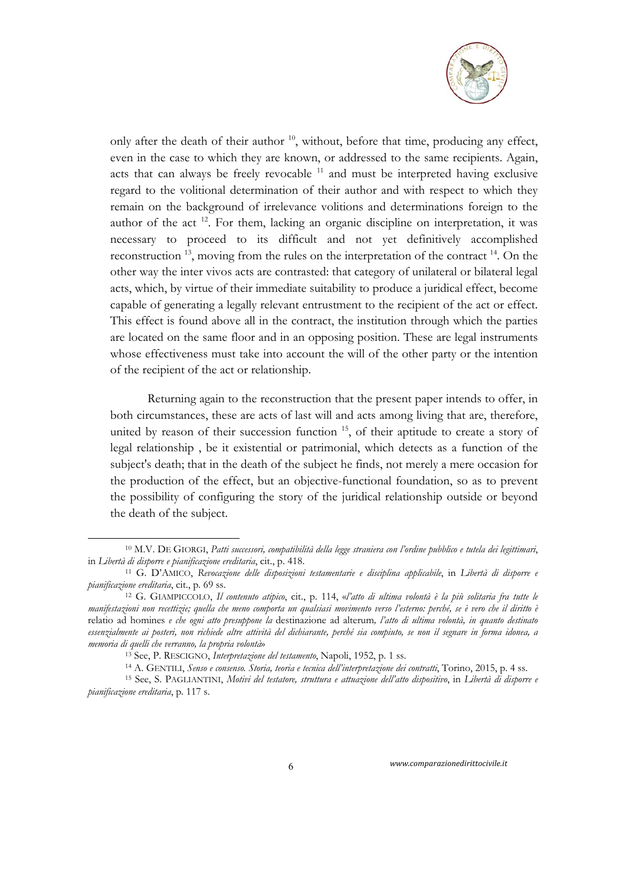only after the death of their author [10], without, before that time, producing any effect, even in the case to which they are known, or addressed to the same recipients. Again, acts that can always be freely revocable [11] and must be interpreted having exclusive regard to the volitional determination of their author and with respect to which they remain on the background of irrelevance volitions and determinations foreign to the author of the act [12]. For them, lacking an organic discipline on interpretation, it was necessary to proceed to its difficult and not yet definitively accomplished reconstruction [13], moving from the rules on the interpretation of the contract [14]. On the other way the inter vivos acts are contrasted: that category of unilateral or bilateral legal acts, which, by virtue of their immediate suitability to produce a juridical effect, become capable of generating a legally relevant entrustment to the recipient of the act or effect. This effect is found above all in the contract, the institution through which the parties are located on the same floor and in an opposing position. These are legal instruments whose effectiveness must take into account the will of the other party or the intention of the recipient of the act or relationship.

Returning again to the reconstruction that the present paper intends to offer, in both circumstances, these are acts of last will and acts among living that are, therefore, united by reason of their succession function [15], of their aptitude to create a story of legal relationship , be it existential or patrimonial, which detects as a function of the subject's death; that in the death of the subject he finds, not merely a mere occasion for the production of the effect, but an objective-functional foundation, so as to prevent the possibility of configuring the story of the juridical relationship outside or beyond the death of the subject.

---

[10] M.V. DE GIORGI, *Patti successori, compatibilità della legge straniera con l'ordine pubblico e tutela dei legittimari*, in *Libertà di disporre e pianificazione ereditaria*, cit., p. 418.

[11] G. D'AMICO, *Revocazione delle disposizioni testamentarie e disciplina applicabile*, in *Libertà di disporre e pianificazione ereditaria*, cit., p. 69 ss.

[12] G. GIAMPICCOLO, *Il contenuto atipico*, cit., p. 114, «*l'atto di ultima volontà è la più solitaria fra tutte le manifestazioni non recettizie; quella che meno comporta un qualsiasi movimento verso l'esterno: perché, se è vero che il diritto è* relatio ad homines *e che ogni atto presuppone la* destinazione ad alterum*, l'atto di ultima volontà, in quanto destinato essenzialmente ai posteri, non richiede altre attività del dichiarante, perché sia compiuto, se non il segnare in forma idonea, a memoria di quelli che verranno, la propria volontà*»

[13] See, P. RESCIGNO, *Interpretazione del testamento*, Napoli, 1952, p. 1 ss.

[14] A. GENTILI, *Senso e consenso. Storia, teoria e tecnica dell'interpretazione dei contratti*, Torino, 2015, p. 4 ss.

[15] See, S. PAGLIANTINI, *Motivi del testatore, struttura e attuazione dell'atto dispositivo*, in *Libertà di disporre e pianificazione ereditaria*, p. 117 s.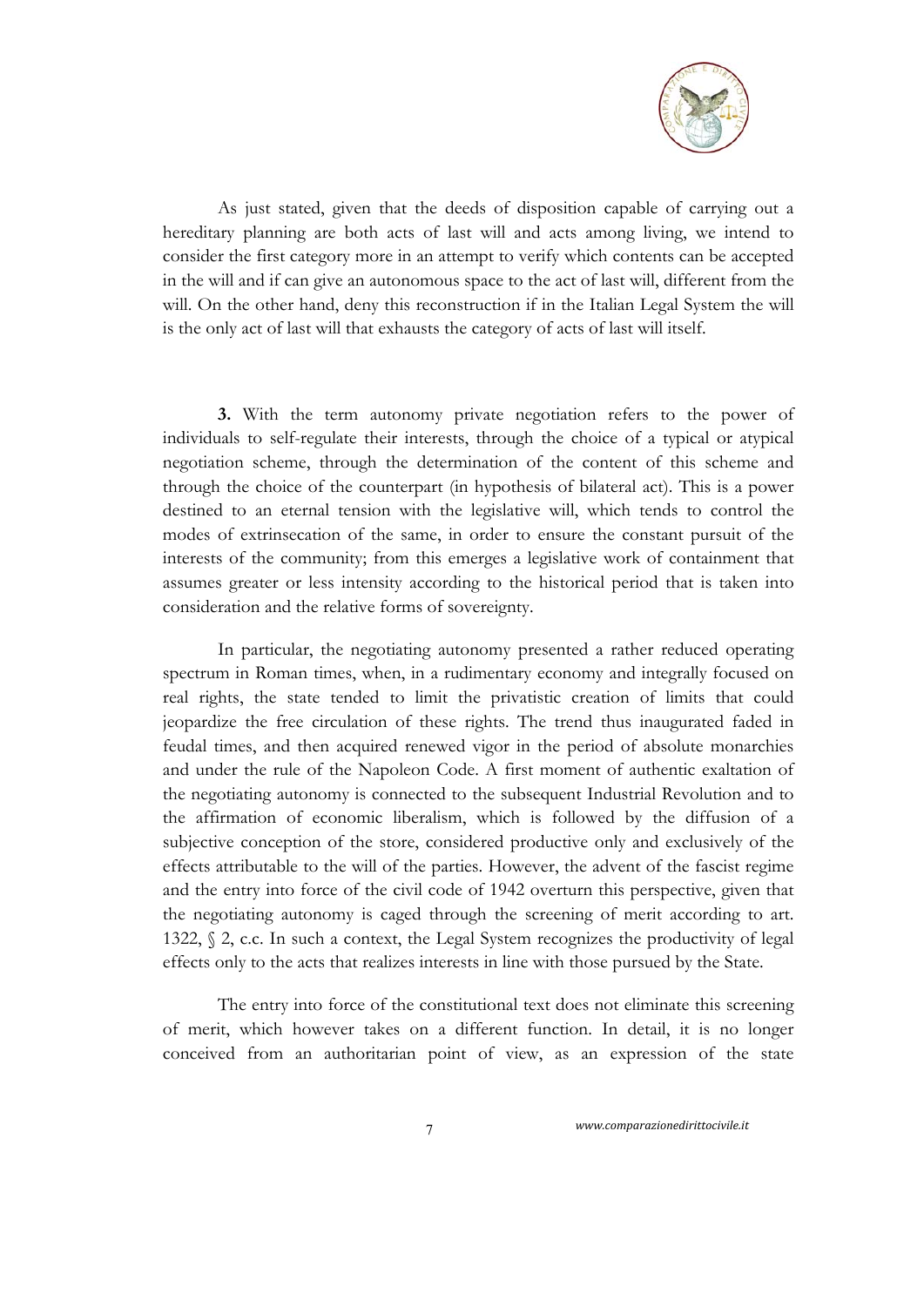As just stated, given that the deeds of disposition capable of carrying out a hereditary planning are both acts of last will and acts among living, we intend to consider the first category more in an attempt to verify which contents can be accepted in the will and if can give an autonomous space to the act of last will, different from the will. On the other hand, deny this reconstruction if in the Italian Legal System the will is the only act of last will that exhausts the category of acts of last will itself.

**3.** With the term autonomy private negotiation refers to the power of individuals to self-regulate their interests, through the choice of a typical or atypical negotiation scheme, through the determination of the content of this scheme and through the choice of the counterpart (in hypothesis of bilateral act). This is a power destined to an eternal tension with the legislative will, which tends to control the modes of extrinsecation of the same, in order to ensure the constant pursuit of the interests of the community; from this emerges a legislative work of containment that assumes greater or less intensity according to the historical period that is taken into consideration and the relative forms of sovereignty.

In particular, the negotiating autonomy presented a rather reduced operating spectrum in Roman times, when, in a rudimentary economy and integrally focused on real rights, the state tended to limit the privatistic creation of limits that could jeopardize the free circulation of these rights. The trend thus inaugurated faded in feudal times, and then acquired renewed vigor in the period of absolute monarchies and under the rule of the Napoleon Code. A first moment of authentic exaltation of the negotiating autonomy is connected to the subsequent Industrial Revolution and to the affirmation of economic liberalism, which is followed by the diffusion of a subjective conception of the store, considered productive only and exclusively of the effects attributable to the will of the parties. However, the advent of the fascist regime and the entry into force of the civil code of 1942 overturn this perspective, given that the negotiating autonomy is caged through the screening of merit according to art. 1322, § 2, c.c. In such a context, the Legal System recognizes the productivity of legal effects only to the acts that realizes interests in line with those pursued by the State.

The entry into force of the constitutional text does not eliminate this screening of merit, which however takes on a different function. In detail, it is no longer conceived from an authoritarian point of view, as an expression of the state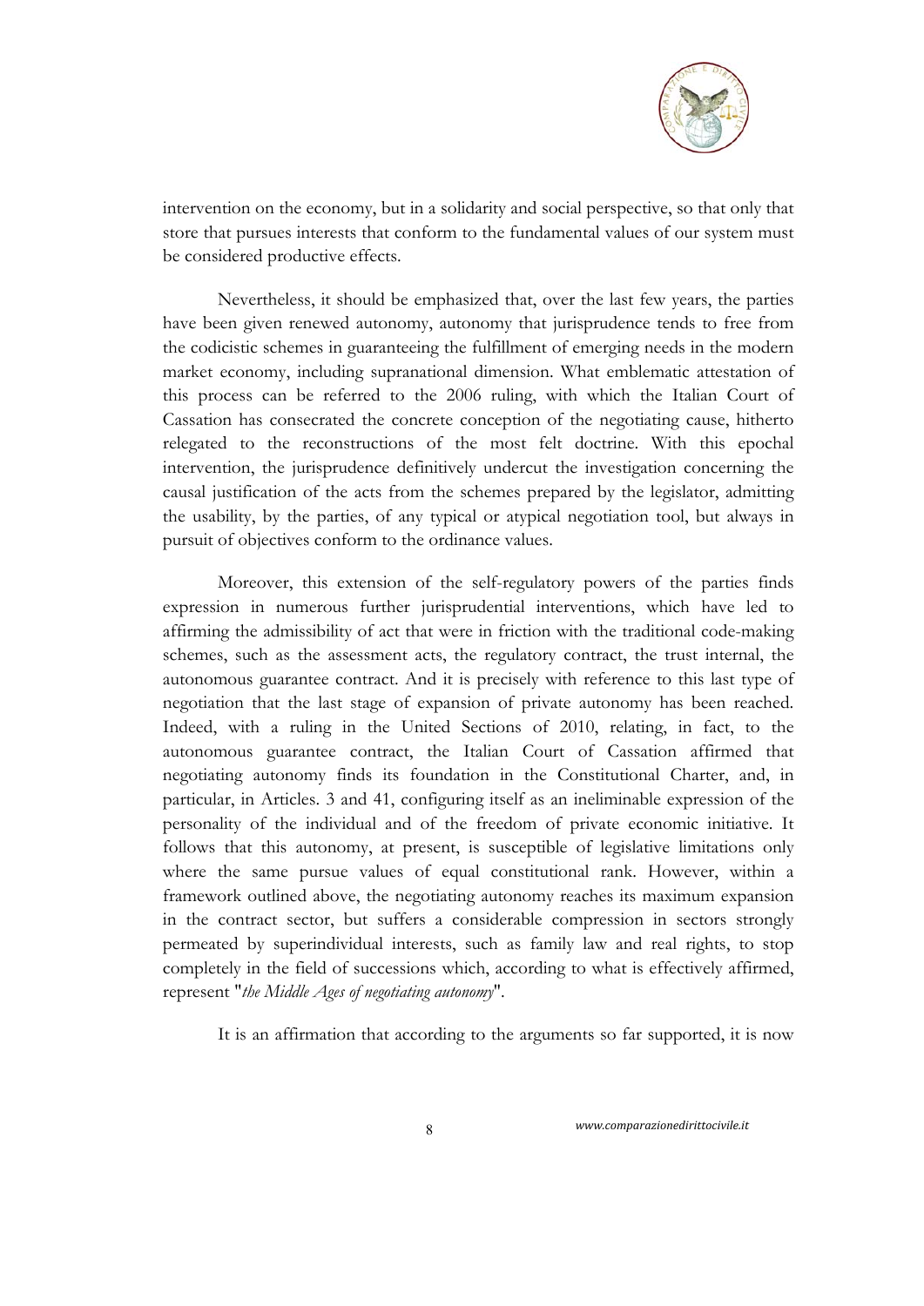intervention on the economy, but in a solidarity and social perspective, so that only that store that pursues interests that conform to the fundamental values of our system must be considered productive effects.

Nevertheless, it should be emphasized that, over the last few years, the parties have been given renewed autonomy, autonomy that jurisprudence tends to free from the codicistic schemes in guaranteeing the fulfillment of emerging needs in the modern market economy, including supranational dimension. What emblematic attestation of this process can be referred to the 2006 ruling, with which the Italian Court of Cassation has consecrated the concrete conception of the negotiating cause, hitherto relegated to the reconstructions of the most felt doctrine. With this epochal intervention, the jurisprudence definitively undercut the investigation concerning the causal justification of the acts from the schemes prepared by the legislator, admitting the usability, by the parties, of any typical or atypical negotiation tool, but always in pursuit of objectives conform to the ordinance values.

Moreover, this extension of the self-regulatory powers of the parties finds expression in numerous further jurisprudential interventions, which have led to affirming the admissibility of act that were in friction with the traditional code-making schemes, such as the assessment acts, the regulatory contract, the trust internal, the autonomous guarantee contract. And it is precisely with reference to this last type of negotiation that the last stage of expansion of private autonomy has been reached. Indeed, with a ruling in the United Sections of 2010, relating, in fact, to the autonomous guarantee contract, the Italian Court of Cassation affirmed that negotiating autonomy finds its foundation in the Constitutional Charter, and, in particular, in Articles. 3 and 41, configuring itself as an ineliminable expression of the personality of the individual and of the freedom of private economic initiative. It follows that this autonomy, at present, is susceptible of legislative limitations only where the same pursue values of equal constitutional rank. However, within a framework outlined above, the negotiating autonomy reaches its maximum expansion in the contract sector, but suffers a considerable compression in sectors strongly permeated by superindividual interests, such as family law and real rights, to stop completely in the field of successions which, according to what is effectively affirmed, represent "*the Middle Ages of negotiating autonomy*".

It is an affirmation that according to the arguments so far supported, it is now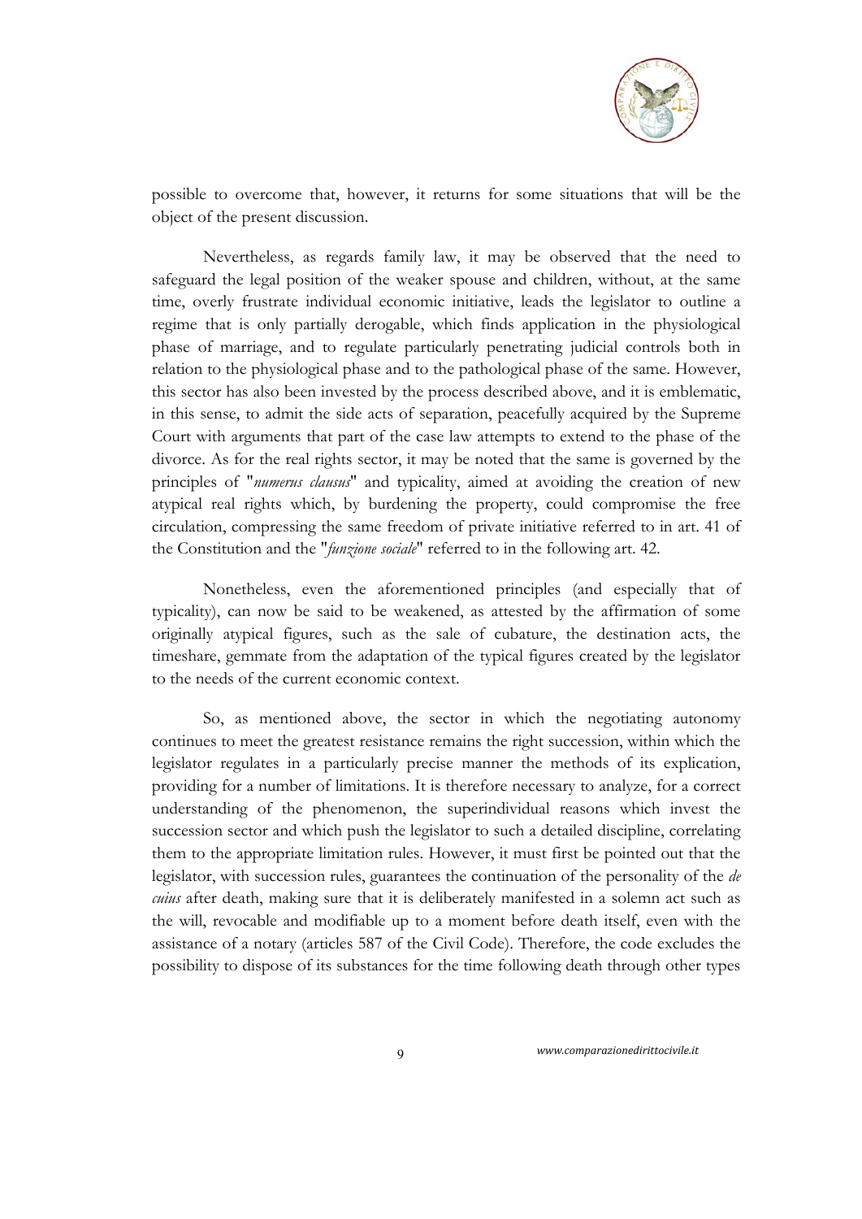possible to overcome that, however, it returns for some situations that will be the object of the present discussion.

Nevertheless, as regards family law, it may be observed that the need to safeguard the legal position of the weaker spouse and children, without, at the same time, overly frustrate individual economic initiative, leads the legislator to outline a regime that is only partially derogable, which finds application in the physiological phase of marriage, and to regulate particularly penetrating judicial controls both in relation to the physiological phase and to the pathological phase of the same. However, this sector has also been invested by the process described above, and it is emblematic, in this sense, to admit the side acts of separation, peacefully acquired by the Supreme Court with arguments that part of the case law attempts to extend to the phase of the divorce. As for the real rights sector, it may be noted that the same is governed by the principles of "*numerus clausus*" and typicality, aimed at avoiding the creation of new atypical real rights which, by burdening the property, could compromise the free circulation, compressing the same freedom of private initiative referred to in art. 41 of the Constitution and the "*funzione sociale*" referred to in the following art. 42.

Nonetheless, even the aforementioned principles (and especially that of typicality), can now be said to be weakened, as attested by the affirmation of some originally atypical figures, such as the sale of cubature, the destination acts, the timeshare, gemmate from the adaptation of the typical figures created by the legislator to the needs of the current economic context.

So, as mentioned above, the sector in which the negotiating autonomy continues to meet the greatest resistance remains the right succession, within which the legislator regulates in a particularly precise manner the methods of its explication, providing for a number of limitations. It is therefore necessary to analyze, for a correct understanding of the phenomenon, the superindividual reasons which invest the succession sector and which push the legislator to such a detailed discipline, correlating them to the appropriate limitation rules. However, it must first be pointed out that the legislator, with succession rules, guarantees the continuation of the personality of the *de cuius* after death, making sure that it is deliberately manifested in a solemn act such as the will, revocable and modifiable up to a moment before death itself, even with the assistance of a notary (articles 587 of the Civil Code). Therefore, the code excludes the possibility to dispose of its substances for the time following death through other types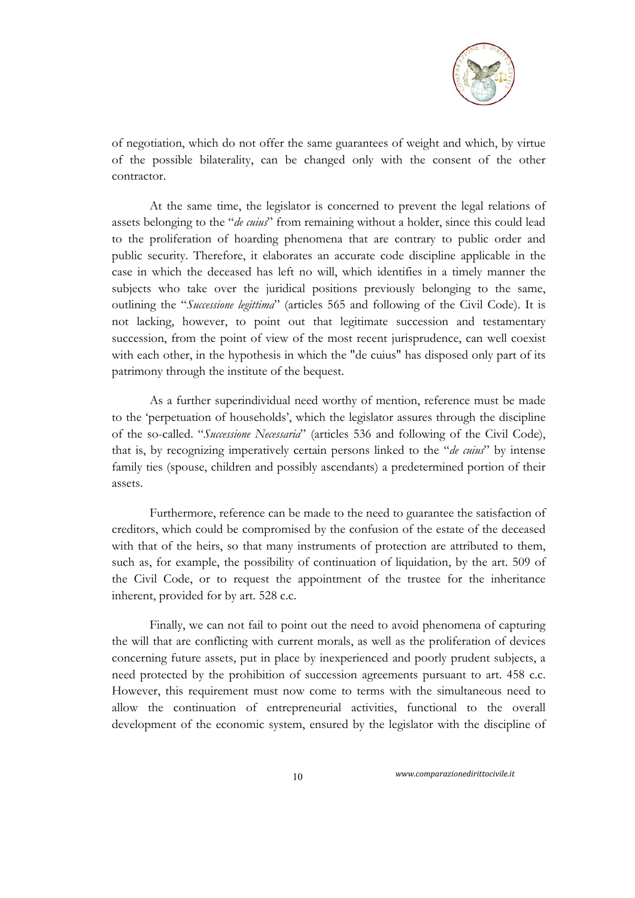of negotiation, which do not offer the same guarantees of weight and which, by virtue of the possible bilaterality, can be changed only with the consent of the other contractor.

At the same time, the legislator is concerned to prevent the legal relations of assets belonging to the "*de cuius*" from remaining without a holder, since this could lead to the proliferation of hoarding phenomena that are contrary to public order and public security. Therefore, it elaborates an accurate code discipline applicable in the case in which the deceased has left no will, which identifies in a timely manner the subjects who take over the juridical positions previously belonging to the same, outlining the "*Successione legittima*" (articles 565 and following of the Civil Code). It is not lacking, however, to point out that legitimate succession and testamentary succession, from the point of view of the most recent jurisprudence, can well coexist with each other, in the hypothesis in which the "de cuius" has disposed only part of its patrimony through the institute of the bequest.

As a further superindividual need worthy of mention, reference must be made to the 'perpetuation of households', which the legislator assures through the discipline of the so-called. "*Successione Necessaria*" (articles 536 and following of the Civil Code), that is, by recognizing imperatively certain persons linked to the "*de cuius*" by intense family ties (spouse, children and possibly ascendants) a predetermined portion of their assets.

Furthermore, reference can be made to the need to guarantee the satisfaction of creditors, which could be compromised by the confusion of the estate of the deceased with that of the heirs, so that many instruments of protection are attributed to them, such as, for example, the possibility of continuation of liquidation, by the art. 509 of the Civil Code, or to request the appointment of the trustee for the inheritance inherent, provided for by art. 528 c.c.

Finally, we can not fail to point out the need to avoid phenomena of capturing the will that are conflicting with current morals, as well as the proliferation of devices concerning future assets, put in place by inexperienced and poorly prudent subjects, a need protected by the prohibition of succession agreements pursuant to art. 458 c.c. However, this requirement must now come to terms with the simultaneous need to allow the continuation of entrepreneurial activities, functional to the overall development of the economic system, ensured by the legislator with the discipline of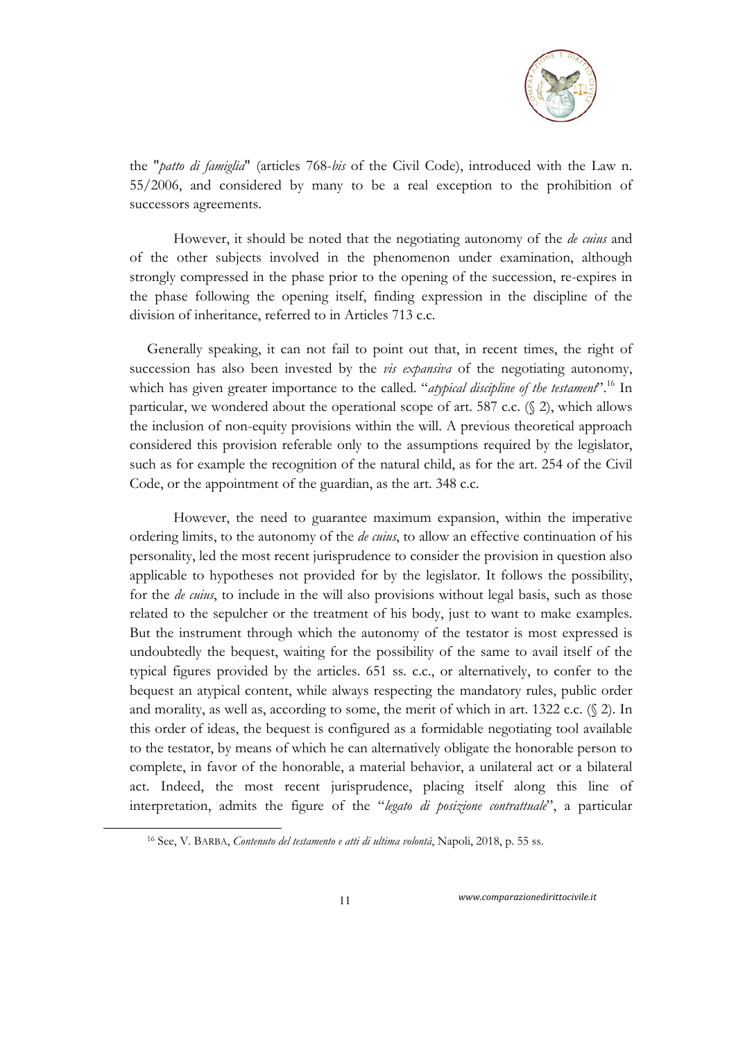the "*patto di famiglia*" (articles 768-*bis* of the Civil Code), introduced with the Law n. 55/2006, and considered by many to be a real exception to the prohibition of successors agreements.

However, it should be noted that the negotiating autonomy of the *de cuius* and of the other subjects involved in the phenomenon under examination, although strongly compressed in the phase prior to the opening of the succession, re-expires in the phase following the opening itself, finding expression in the discipline of the division of inheritance, referred to in Articles 713 c.c.

Generally speaking, it can not fail to point out that, in recent times, the right of succession has also been invested by the *vis expansiva* of the negotiating autonomy, which has given greater importance to the called. "*atypical discipline of the testament*".[16] In particular, we wondered about the operational scope of art. 587 c.c. (§ 2), which allows the inclusion of non-equity provisions within the will. A previous theoretical approach considered this provision referable only to the assumptions required by the legislator, such as for example the recognition of the natural child, as for the art. 254 of the Civil Code, or the appointment of the guardian, as the art. 348 c.c.

However, the need to guarantee maximum expansion, within the imperative ordering limits, to the autonomy of the *de cuius*, to allow an effective continuation of his personality, led the most recent jurisprudence to consider the provision in question also applicable to hypotheses not provided for by the legislator. It follows the possibility, for the *de cuius*, to include in the will also provisions without legal basis, such as those related to the sepulcher or the treatment of his body, just to want to make examples. But the instrument through which the autonomy of the testator is most expressed is undoubtedly the bequest, waiting for the possibility of the same to avail itself of the typical figures provided by the articles. 651 ss. c.c., or alternatively, to confer to the bequest an atypical content, while always respecting the mandatory rules, public order and morality, as well as, according to some, the merit of which in art. 1322 c.c. (§ 2). In this order of ideas, the bequest is configured as a formidable negotiating tool available to the testator, by means of which he can alternatively obligate the honorable person to complete, in favor of the honorable, a material behavior, a unilateral act or a bilateral act. Indeed, the most recent jurisprudence, placing itself along this line of interpretation, admits the figure of the "*legato di posizione contrattuale*", a particular

[16] See, V. BARBA, *Contenuto del testamento e atti di ultima volontà*, Napoli, 2018, p. 55 ss.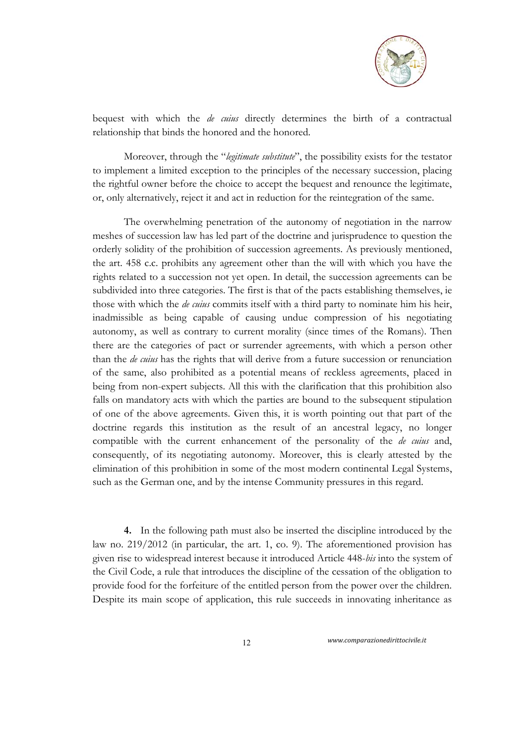bequest with which the *de cuius* directly determines the birth of a contractual relationship that binds the honored and the honored.

Moreover, through the "*legitimate substitute*", the possibility exists for the testator to implement a limited exception to the principles of the necessary succession, placing the rightful owner before the choice to accept the bequest and renounce the legitimate, or, only alternatively, reject it and act in reduction for the reintegration of the same.

The overwhelming penetration of the autonomy of negotiation in the narrow meshes of succession law has led part of the doctrine and jurisprudence to question the orderly solidity of the prohibition of succession agreements. As previously mentioned, the art. 458 c.c. prohibits any agreement other than the will with which you have the rights related to a succession not yet open. In detail, the succession agreements can be subdivided into three categories. The first is that of the pacts establishing themselves, ie those with which the *de cuius* commits itself with a third party to nominate him his heir, inadmissible as being capable of causing undue compression of his negotiating autonomy, as well as contrary to current morality (since times of the Romans). Then there are the categories of pact or surrender agreements, with which a person other than the *de cuius* has the rights that will derive from a future succession or renunciation of the same, also prohibited as a potential means of reckless agreements, placed in being from non-expert subjects. All this with the clarification that this prohibition also falls on mandatory acts with which the parties are bound to the subsequent stipulation of one of the above agreements. Given this, it is worth pointing out that part of the doctrine regards this institution as the result of an ancestral legacy, no longer compatible with the current enhancement of the personality of the *de cuius* and, consequently, of its negotiating autonomy. Moreover, this is clearly attested by the elimination of this prohibition in some of the most modern continental Legal Systems, such as the German one, and by the intense Community pressures in this regard.

**4.** In the following path must also be inserted the discipline introduced by the law no. 219/2012 (in particular, the art. 1, co. 9). The aforementioned provision has given rise to widespread interest because it introduced Article 448-*bis* into the system of the Civil Code, a rule that introduces the discipline of the cessation of the obligation to provide food for the forfeiture of the entitled person from the power over the children. Despite its main scope of application, this rule succeeds in innovating inheritance as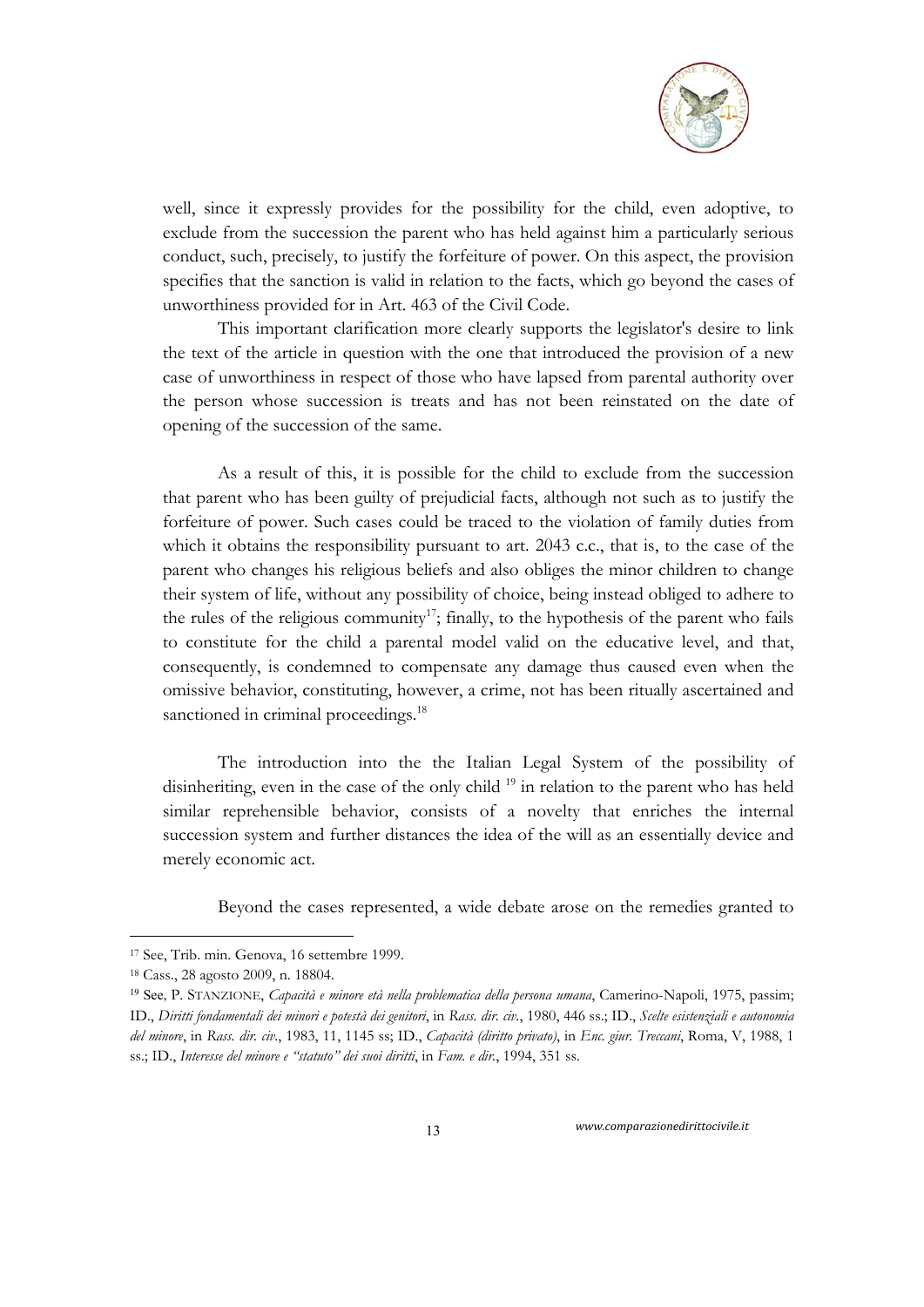well, since it expressly provides for the possibility for the child, even adoptive, to exclude from the succession the parent who has held against him a particularly serious conduct, such, precisely, to justify the forfeiture of power. On this aspect, the provision specifies that the sanction is valid in relation to the facts, which go beyond the cases of unworthiness provided for in Art. 463 of the Civil Code.

This important clarification more clearly supports the legislator's desire to link the text of the article in question with the one that introduced the provision of a new case of unworthiness in respect of those who have lapsed from parental authority over the person whose succession is treats and has not been reinstated on the date of opening of the succession of the same.

As a result of this, it is possible for the child to exclude from the succession that parent who has been guilty of prejudicial facts, although not such as to justify the forfeiture of power. Such cases could be traced to the violation of family duties from which it obtains the responsibility pursuant to art. 2043 c.c., that is, to the case of the parent who changes his religious beliefs and also obliges the minor children to change their system of life, without any possibility of choice, being instead obliged to adhere to the rules of the religious community[17]; finally, to the hypothesis of the parent who fails to constitute for the child a parental model valid on the educative level, and that, consequently, is condemned to compensate any damage thus caused even when the omissive behavior, constituting, however, a crime, not has been ritually ascertained and sanctioned in criminal proceedings.[18]

The introduction into the the Italian Legal System of the possibility of disinheriting, even in the case of the only child [19] in relation to the parent who has held similar reprehensible behavior, consists of a novelty that enriches the internal succession system and further distances the idea of the will as an essentially device and merely economic act.

Beyond the cases represented, a wide debate arose on the remedies granted to

---

[17] See, Trib. min. Genova, 16 settembre 1999.

[18] Cass., 28 agosto 2009, n. 18804.

[19] See, P. STANZIONE, *Capacità e minore età nella problematica della persona umana*, Camerino-Napoli, 1975, passim; ID., *Diritti fondamentali dei minori e potestà dei genitori*, in *Rass. dir. civ.*, 1980, 446 ss.; ID., *Scelte esistenziali e autonomia del minore*, in *Rass. dir. civ.*, 1983, 11, 1145 ss; ID., *Capacità (diritto privato)*, in *Enc. giur. Treccani*, Roma, V, 1988, 1 ss.; ID., *Interesse del minore e "statuto" dei suoi diritti*, in *Fam. e dir.*, 1994, 351 ss.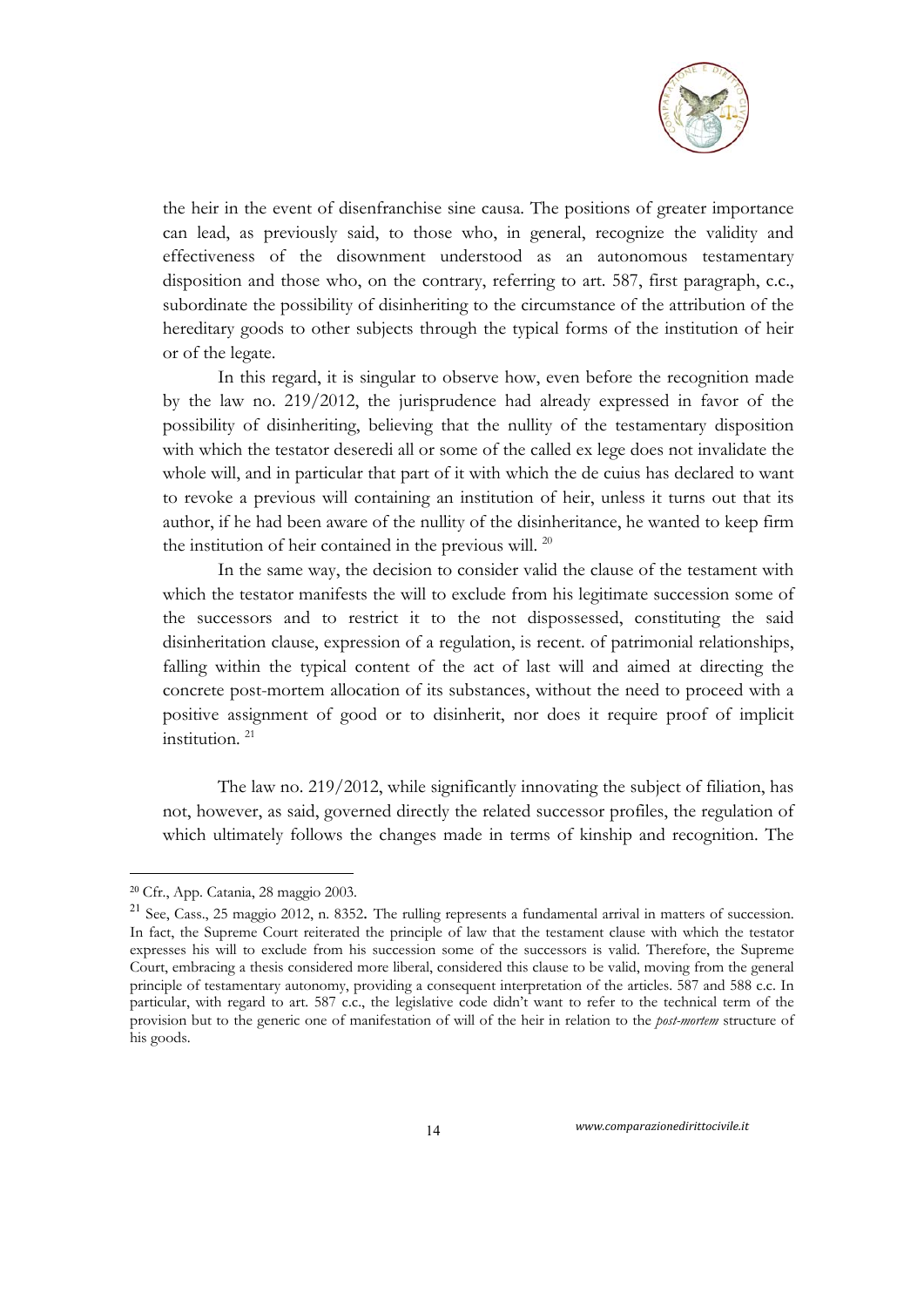the heir in the event of disenfranchise sine causa. The positions of greater importance can lead, as previously said, to those who, in general, recognize the validity and effectiveness of the disownment understood as an autonomous testamentary disposition and those who, on the contrary, referring to art. 587, first paragraph, c.c., subordinate the possibility of disinheriting to the circumstance of the attribution of the hereditary goods to other subjects through the typical forms of the institution of heir or of the legate.

In this regard, it is singular to observe how, even before the recognition made by the law no. 219/2012, the jurisprudence had already expressed in favor of the possibility of disinheriting, believing that the nullity of the testamentary disposition with which the testator deseredi all or some of the called ex lege does not invalidate the whole will, and in particular that part of it with which the de cuius has declared to want to revoke a previous will containing an institution of heir, unless it turns out that its author, if he had been aware of the nullity of the disinheritance, he wanted to keep firm the institution of heir contained in the previous will. [20]

In the same way, the decision to consider valid the clause of the testament with which the testator manifests the will to exclude from his legitimate succession some of the successors and to restrict it to the not dispossessed, constituting the said disinheritation clause, expression of a regulation, is recent. of patrimonial relationships, falling within the typical content of the act of last will and aimed at directing the concrete post-mortem allocation of its substances, without the need to proceed with a positive assignment of good or to disinherit, nor does it require proof of implicit institution. [21]

The law no. 219/2012, while significantly innovating the subject of filiation, has not, however, as said, governed directly the related successor profiles, the regulation of which ultimately follows the changes made in terms of kinship and recognition. The

---

[20] Cfr., App. Catania, 28 maggio 2003.

[21] See, Cass., 25 maggio 2012, n. 8352. The rulling represents a fundamental arrival in matters of succession. In fact, the Supreme Court reiterated the principle of law that the testament clause with which the testator expresses his will to exclude from his succession some of the successors is valid. Therefore, the Supreme Court, embracing a thesis considered more liberal, considered this clause to be valid, moving from the general principle of testamentary autonomy, providing a consequent interpretation of the articles. 587 and 588 c.c. In particular, with regard to art. 587 c.c., the legislative code didn't want to refer to the technical term of the provision but to the generic one of manifestation of will of the heir in relation to the *post-mortem* structure of his goods.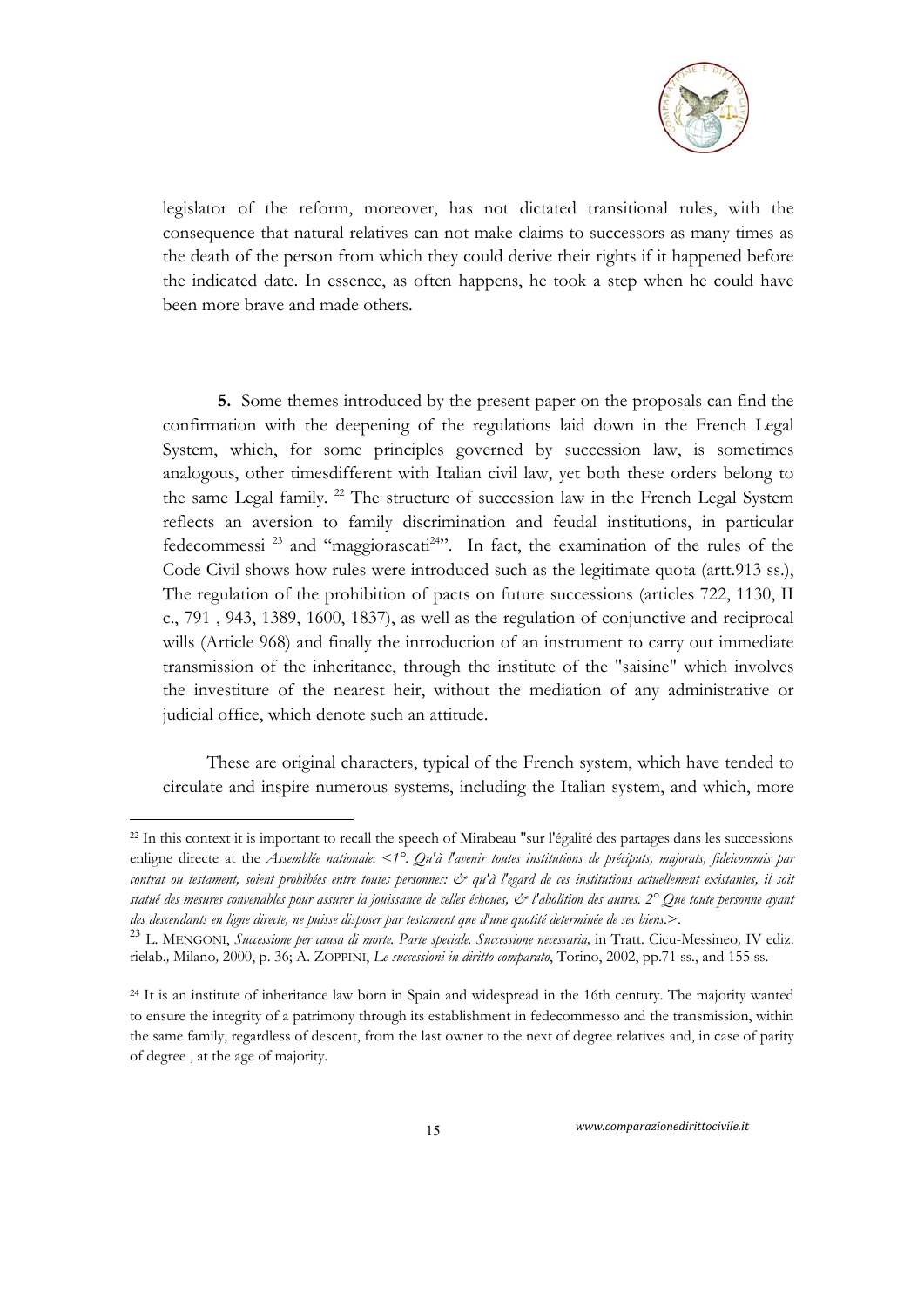legislator of the reform, moreover, has not dictated transitional rules, with the consequence that natural relatives can not make claims to successors as many times as the death of the person from which they could derive their rights if it happened before the indicated date. In essence, as often happens, he took a step when he could have been more brave and made others.

**5.** Some themes introduced by the present paper on the proposals can find the confirmation with the deepening of the regulations laid down in the French Legal System, which, for some principles governed by succession law, is sometimes analogous, other timesdifferent with Italian civil law, yet both these orders belong to the same Legal family. [22] The structure of succession law in the French Legal System reflects an aversion to family discrimination and feudal institutions, in particular fedecommessi [23] and "maggiorascati[24]". In fact, the examination of the rules of the Code Civil shows how rules were introduced such as the legitimate quota (artt.913 ss.), The regulation of the prohibition of pacts on future successions (articles 722, 1130, II c., 791 , 943, 1389, 1600, 1837), as well as the regulation of conjunctive and reciprocal wills (Article 968) and finally the introduction of an instrument to carry out immediate transmission of the inheritance, through the institute of the "saisine" which involves the investiture of the nearest heir, without the mediation of any administrative or judicial office, which denote such an attitude.

These are original characters, typical of the French system, which have tended to circulate and inspire numerous systems, including the Italian system, and which, more

---

[22] In this context it is important to recall the speech of Mirabeau "sur l'égalité des partages dans les successions enligne directe at the *Assemblée nationale*: *<1°. Qu'à l'avenir toutes institutions de préciputs, majorats, fideicommis par contrat ou testament, soient prohibées entre toutes personnes: & qu'à l'egard de ces institutions actuellement existantes, il soit statué des mesures convenables pour assurer la jouissance de celles échoues, & l'abolition des autres. 2° Que toute personne ayant des descendants en ligne directe, ne puisse disposer par testament que d'une quotité determinée de ses biens.>*.

[23] L. MENGONI, *Successione per causa di morte. Parte speciale. Successione necessaria,* in Tratt. Cicu-Messineo*,* IV ediz. rielab.*,* Milano*,* 2000, p. 36; A. ZOPPINI, *Le successioni in diritto comparato*, Torino, 2002, pp.71 ss., and 155 ss.

[24] It is an institute of inheritance law born in Spain and widespread in the 16th century. The majority wanted to ensure the integrity of a patrimony through its establishment in fedecommesso and the transmission, within the same family, regardless of descent, from the last owner to the next of degree relatives and, in case of parity of degree , at the age of majority.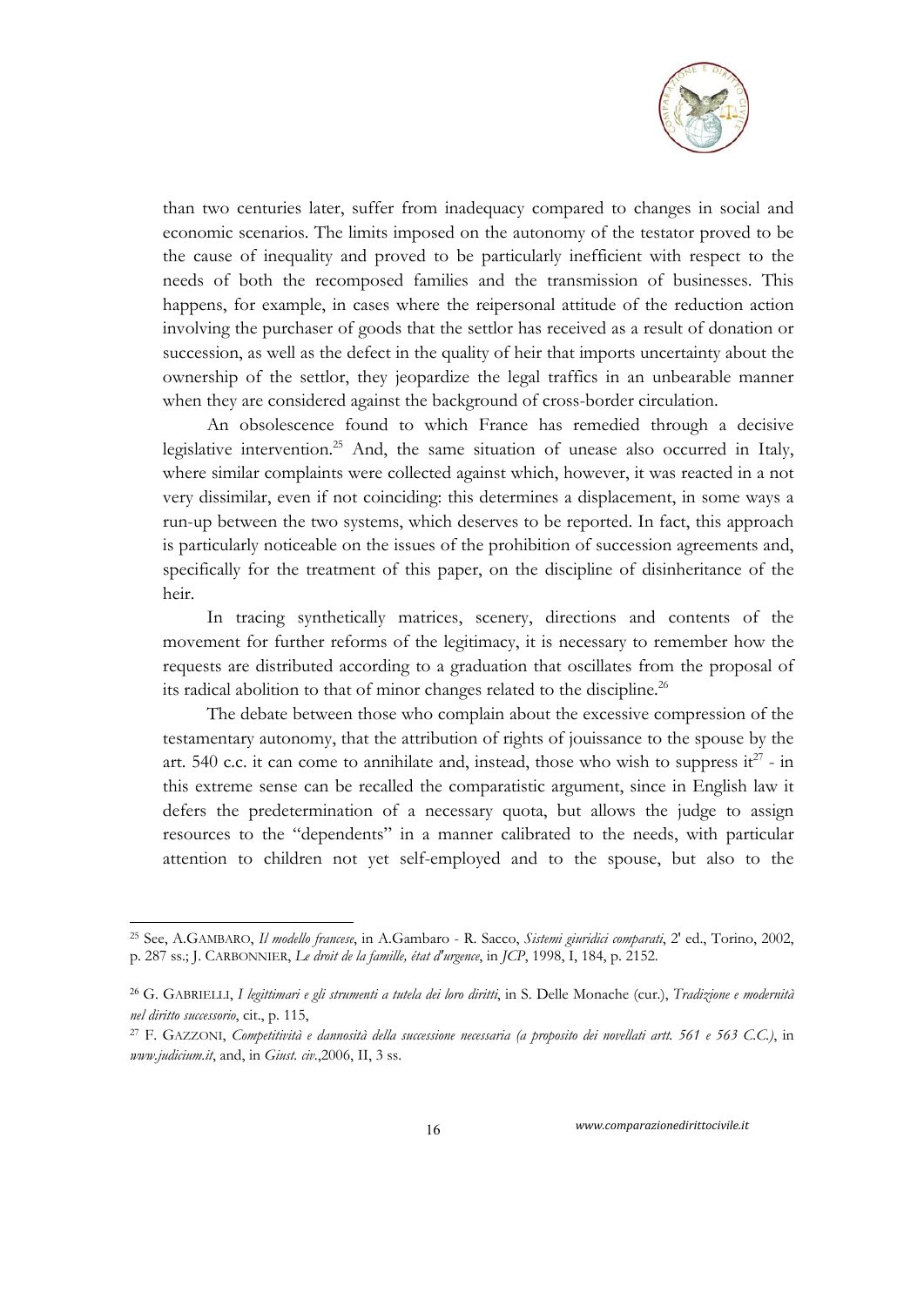than two centuries later, suffer from inadequacy compared to changes in social and economic scenarios. The limits imposed on the autonomy of the testator proved to be the cause of inequality and proved to be particularly inefficient with respect to the needs of both the recomposed families and the transmission of businesses. This happens, for example, in cases where the reipersonal attitude of the reduction action involving the purchaser of goods that the settlor has received as a result of donation or succession, as well as the defect in the quality of heir that imports uncertainty about the ownership of the settlor, they jeopardize the legal traffics in an unbearable manner when they are considered against the background of cross-border circulation.

An obsolescence found to which France has remedied through a decisive legislative intervention.[25] And, the same situation of unease also occurred in Italy, where similar complaints were collected against which, however, it was reacted in a not very dissimilar, even if not coinciding: this determines a displacement, in some ways a run-up between the two systems, which deserves to be reported. In fact, this approach is particularly noticeable on the issues of the prohibition of succession agreements and, specifically for the treatment of this paper, on the discipline of disinheritance of the heir.

In tracing synthetically matrices, scenery, directions and contents of the movement for further reforms of the legitimacy, it is necessary to remember how the requests are distributed according to a graduation that oscillates from the proposal of its radical abolition to that of minor changes related to the discipline.[26]

The debate between those who complain about the excessive compression of the testamentary autonomy, that the attribution of rights of jouissance to the spouse by the art. 540 c.c. it can come to annihilate and, instead, those who wish to suppress it[27] - in this extreme sense can be recalled the comparatistic argument, since in English law it defers the predetermination of a necessary quota, but allows the judge to assign resources to the "dependents" in a manner calibrated to the needs, with particular attention to children not yet self-employed and to the spouse, but also to the

---

[25] See, A.GAMBARO, *Il modello francese*, in A.Gambaro - R. Sacco, *Sistemi giuridici comparati*, 2' ed., Torino, 2002, p. 287 ss.; J. CARBONNIER, *Le droit de la famille, état d'urgence*, in *JCP*, 1998, I, 184, p. 2152.

[26] G. GABRIELLI, *I legittimari e gli strumenti a tutela dei loro diritti*, in S. Delle Monache (cur.), *Tradizione e modernità nel diritto successorio*, cit., p. 115,

[27] F. GAZZONI, *Competitività e dannosità della successione necessaria (a proposito dei novellati artt. 561 e 563 C.C.)*, in *www.judicium.it*, and, in *Giust. civ.*,2006, II, 3 ss.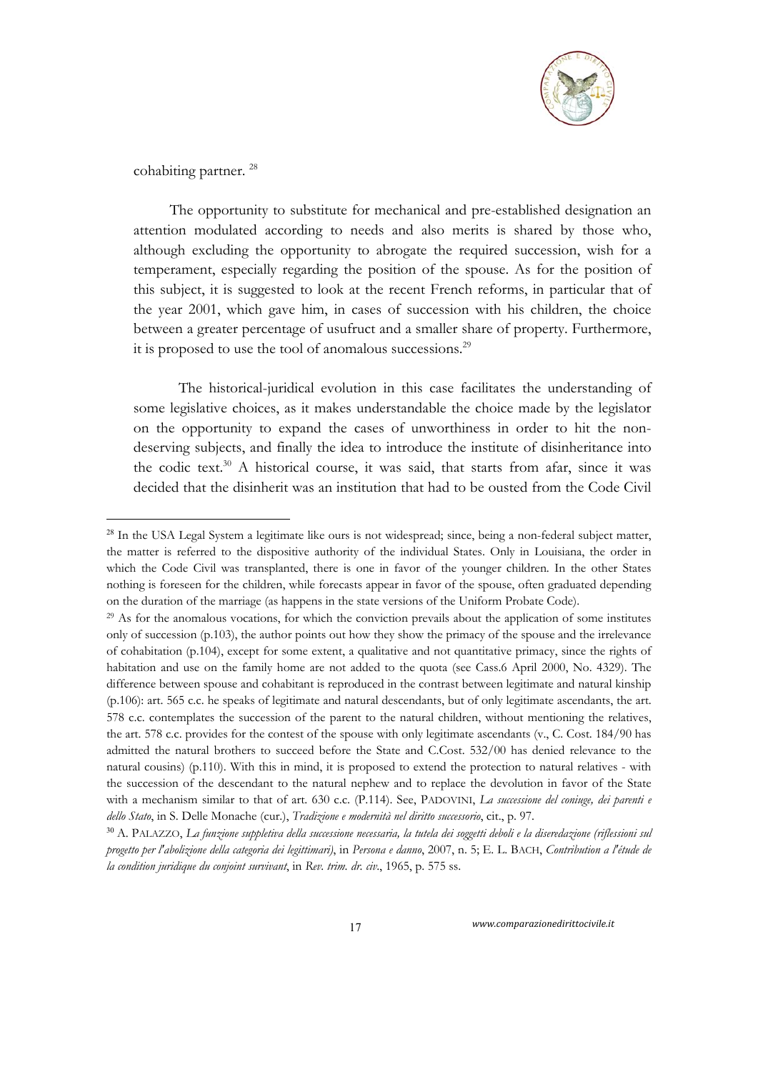cohabiting partner. [28]

The opportunity to substitute for mechanical and pre-established designation an attention modulated according to needs and also merits is shared by those who, although excluding the opportunity to abrogate the required succession, wish for a temperament, especially regarding the position of the spouse. As for the position of this subject, it is suggested to look at the recent French reforms, in particular that of the year 2001, which gave him, in cases of succession with his children, the choice between a greater percentage of usufruct and a smaller share of property. Furthermore, it is proposed to use the tool of anomalous successions.[29]

The historical-juridical evolution in this case facilitates the understanding of some legislative choices, as it makes understandable the choice made by the legislator on the opportunity to expand the cases of unworthiness in order to hit the non-deserving subjects, and finally the idea to introduce the institute of disinheritance into the codic text.[30] A historical course, it was said, that starts from afar, since it was decided that the disinherit was an institution that had to be ousted from the Code Civil

---

[28] In the USA Legal System a legitimate like ours is not widespread; since, being a non-federal subject matter, the matter is referred to the dispositive authority of the individual States. Only in Louisiana, the order in which the Code Civil was transplanted, there is one in favor of the younger children. In the other States nothing is foreseen for the children, while forecasts appear in favor of the spouse, often graduated depending on the duration of the marriage (as happens in the state versions of the Uniform Probate Code).

[29] As for the anomalous vocations, for which the conviction prevails about the application of some institutes only of succession (p.103), the author points out how they show the primacy of the spouse and the irrelevance of cohabitation (p.104), except for some extent, a qualitative and not quantitative primacy, since the rights of habitation and use on the family home are not added to the quota (see Cass.6 April 2000, No. 4329). The difference between spouse and cohabitant is reproduced in the contrast between legitimate and natural kinship (p.106): art. 565 c.c. he speaks of legitimate and natural descendants, but of only legitimate ascendants, the art. 578 c.c. contemplates the succession of the parent to the natural children, without mentioning the relatives, the art. 578 c.c. provides for the contest of the spouse with only legitimate ascendants (v., C. Cost. 184/90 has admitted the natural brothers to succeed before the State and C.Cost. 532/00 has denied relevance to the natural cousins) (p.110). With this in mind, it is proposed to extend the protection to natural relatives - with the succession of the descendant to the natural nephew and to replace the devolution in favor of the State with a mechanism similar to that of art. 630 c.c. (P.114). See, PADOVINI, *La successione del coniuge, dei parenti e dello Stato*, in S. Delle Monache (cur.), *Tradizione e modernità nel diritto successorio*, cit., p. 97.

[30] A. PALAZZO, *La funzione suppletiva della successione necessaria, la tutela dei soggetti deboli e la diseredazione (riflessioni sul progetto per l'abolizione della categoria dei legittimari)*, in *Persona e danno*, 2007, n. 5; E. L. BACH, *Contribution a l'étude de la condition juridique du conjoint survivant*, in *Rev. trim. dr. civ.*, 1965, p. 575 ss.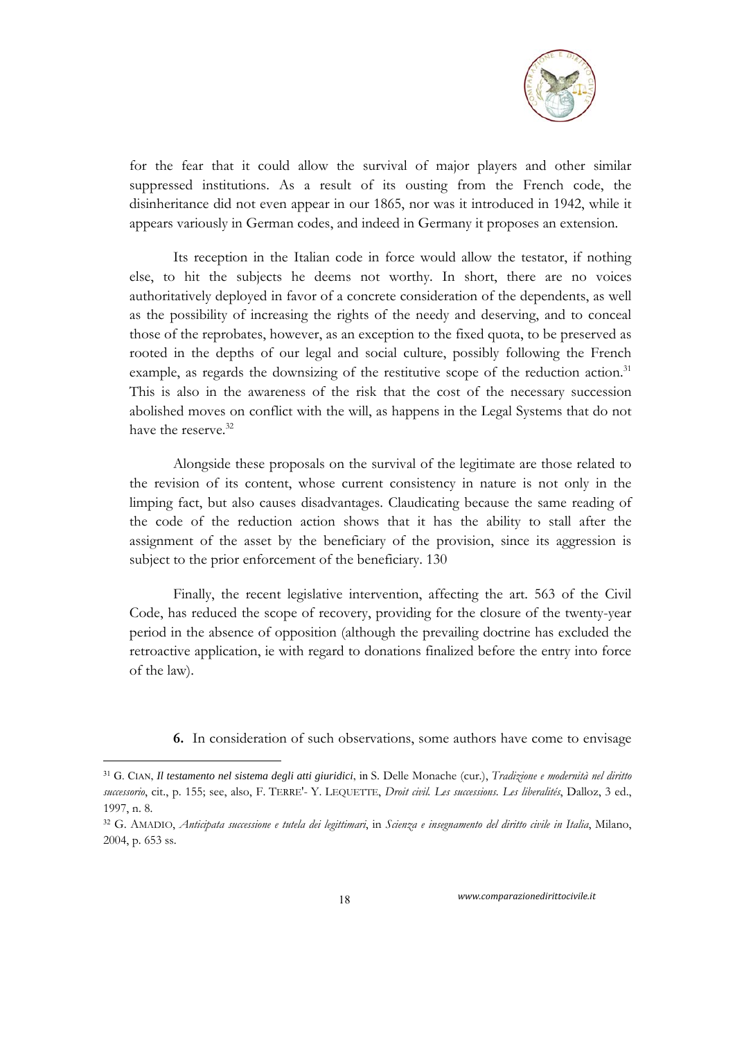for the fear that it could allow the survival of major players and other similar suppressed institutions. As a result of its ousting from the French code, the disinheritance did not even appear in our 1865, nor was it introduced in 1942, while it appears variously in German codes, and indeed in Germany it proposes an extension.

Its reception in the Italian code in force would allow the testator, if nothing else, to hit the subjects he deems not worthy. In short, there are no voices authoritatively deployed in favor of a concrete consideration of the dependents, as well as the possibility of increasing the rights of the needy and deserving, and to conceal those of the reprobates, however, as an exception to the fixed quota, to be preserved as rooted in the depths of our legal and social culture, possibly following the French example, as regards the downsizing of the restitutive scope of the reduction action.[31] This is also in the awareness of the risk that the cost of the necessary succession abolished moves on conflict with the will, as happens in the Legal Systems that do not have the reserve.[32]

Alongside these proposals on the survival of the legitimate are those related to the revision of its content, whose current consistency in nature is not only in the limping fact, but also causes disadvantages. Claudicating because the same reading of the code of the reduction action shows that it has the ability to stall after the assignment of the asset by the beneficiary of the provision, since its aggression is subject to the prior enforcement of the beneficiary. 130

Finally, the recent legislative intervention, affecting the art. 563 of the Civil Code, has reduced the scope of recovery, providing for the closure of the twenty-year period in the absence of opposition (although the prevailing doctrine has excluded the retroactive application, ie with regard to donations finalized before the entry into force of the law).

**6.** In consideration of such observations, some authors have come to envisage

---

[31] G. CIAN, *Il testamento nel sistema degli atti giuridici*, in S. Delle Monache (cur.), *Tradizione e modernità nel diritto successorio*, cit., p. 155; see, also, F. TERRE'- Y. LEQUETTE, *Droit civil. Les successions. Les liberalités*, Dalloz, 3 ed., 1997, n. 8.

[32] G. AMADIO, *Anticipata successione e tutela dei legittimari*, in *Scienza e insegnamento del diritto civile in Italia*, Milano, 2004, p. 653 ss.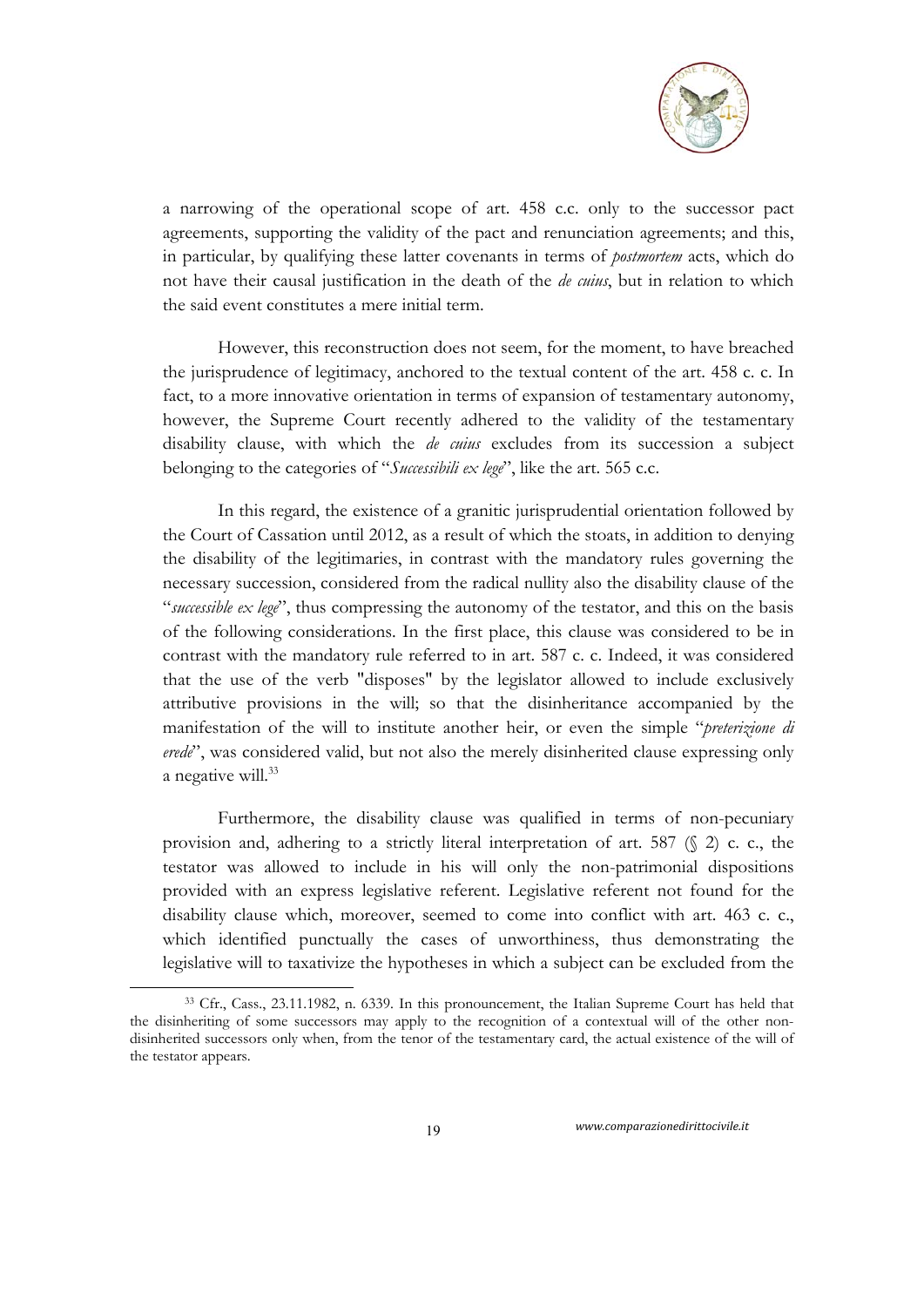a narrowing of the operational scope of art. 458 c.c. only to the successor pact agreements, supporting the validity of the pact and renunciation agreements; and this, in particular, by qualifying these latter covenants in terms of *postmortem* acts, which do not have their causal justification in the death of the *de cuius*, but in relation to which the said event constitutes a mere initial term.

However, this reconstruction does not seem, for the moment, to have breached the jurisprudence of legitimacy, anchored to the textual content of the art. 458 c. c. In fact, to a more innovative orientation in terms of expansion of testamentary autonomy, however, the Supreme Court recently adhered to the validity of the testamentary disability clause, with which the *de cuius* excludes from its succession a subject belonging to the categories of "*Successibili ex lege*", like the art. 565 c.c.

In this regard, the existence of a granitic jurisprudential orientation followed by the Court of Cassation until 2012, as a result of which the stoats, in addition to denying the disability of the legitimaries, in contrast with the mandatory rules governing the necessary succession, considered from the radical nullity also the disability clause of the "*successible ex lege*", thus compressing the autonomy of the testator, and this on the basis of the following considerations. In the first place, this clause was considered to be in contrast with the mandatory rule referred to in art. 587 c. c. Indeed, it was considered that the use of the verb "disposes" by the legislator allowed to include exclusively attributive provisions in the will; so that the disinheritance accompanied by the manifestation of the will to institute another heir, or even the simple "*preterizione di erede*", was considered valid, but not also the merely disinherited clause expressing only a negative will.[33]

Furthermore, the disability clause was qualified in terms of non-pecuniary provision and, adhering to a strictly literal interpretation of art. 587 (§ 2) c. c., the testator was allowed to include in his will only the non-patrimonial dispositions provided with an express legislative referent. Legislative referent not found for the disability clause which, moreover, seemed to come into conflict with art. 463 c. c., which identified punctually the cases of unworthiness, thus demonstrating the legislative will to taxativize the hypotheses in which a subject can be excluded from the

---

[33] Cfr., Cass., 23.11.1982, n. 6339. In this pronouncement, the Italian Supreme Court has held that the disinheriting of some successors may apply to the recognition of a contextual will of the other non-disinherited successors only when, from the tenor of the testamentary card, the actual existence of the will of the testator appears.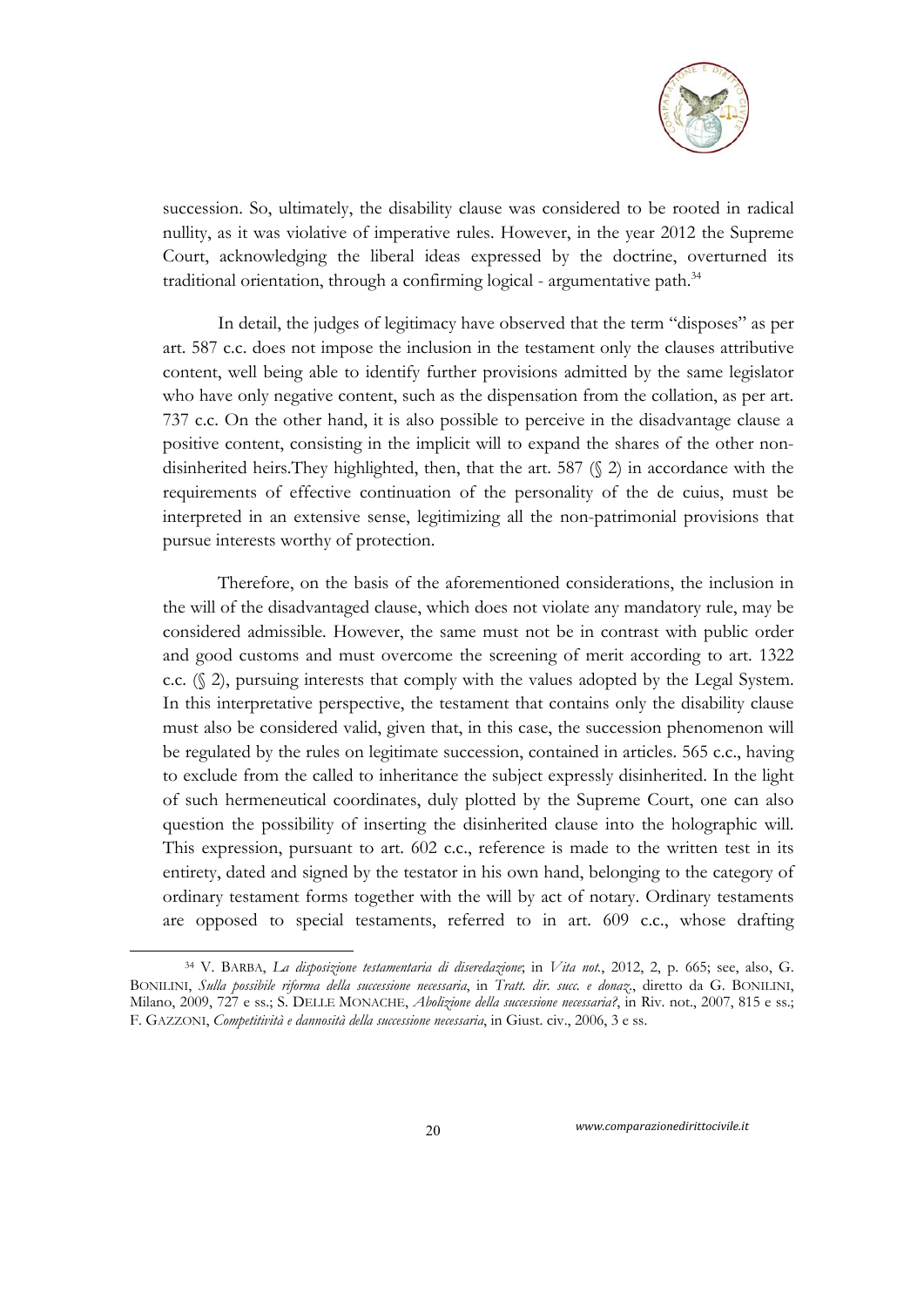succession. So, ultimately, the disability clause was considered to be rooted in radical nullity, as it was violative of imperative rules. However, in the year 2012 the Supreme Court, acknowledging the liberal ideas expressed by the doctrine, overturned its traditional orientation, through a confirming logical - argumentative path.[34]

In detail, the judges of legitimacy have observed that the term "disposes" as per art. 587 c.c. does not impose the inclusion in the testament only the clauses attributive content, well being able to identify further provisions admitted by the same legislator who have only negative content, such as the dispensation from the collation, as per art. 737 c.c. On the other hand, it is also possible to perceive in the disadvantage clause a positive content, consisting in the implicit will to expand the shares of the other non-disinherited heirs.They highlighted, then, that the art. 587 (§ 2) in accordance with the requirements of effective continuation of the personality of the de cuius, must be interpreted in an extensive sense, legitimizing all the non-patrimonial provisions that pursue interests worthy of protection.

Therefore, on the basis of the aforementioned considerations, the inclusion in the will of the disadvantaged clause, which does not violate any mandatory rule, may be considered admissible. However, the same must not be in contrast with public order and good customs and must overcome the screening of merit according to art. 1322 c.c. (§ 2), pursuing interests that comply with the values adopted by the Legal System. In this interpretative perspective, the testament that contains only the disability clause must also be considered valid, given that, in this case, the succession phenomenon will be regulated by the rules on legitimate succession, contained in articles. 565 c.c., having to exclude from the called to inheritance the subject expressly disinherited. In the light of such hermeneutical coordinates, duly plotted by the Supreme Court, one can also question the possibility of inserting the disinherited clause into the holographic will. This expression, pursuant to art. 602 c.c., reference is made to the written test in its entirety, dated and signed by the testator in his own hand, belonging to the category of ordinary testament forms together with the will by act of notary. Ordinary testaments are opposed to special testaments, referred to in art. 609 c.c., whose drafting

---

[34] V. BARBA, *La disposizione testamentaria di diseredazione*; in *Vita not.*, 2012, 2, p. 665; see, also, G. BONILINI, *Sulla possibile riforma della successione necessaria*, in *Tratt. dir. succ. e donaz.*, diretto da G. BONILINI, Milano, 2009, 727 e ss.; S. DELLE MONACHE, *Abolizione della successione necessaria?*, in Riv. not., 2007, 815 e ss.; F. GAZZONI, *Competitività e dannosità della successione necessaria*, in Giust. civ., 2006, 3 e ss.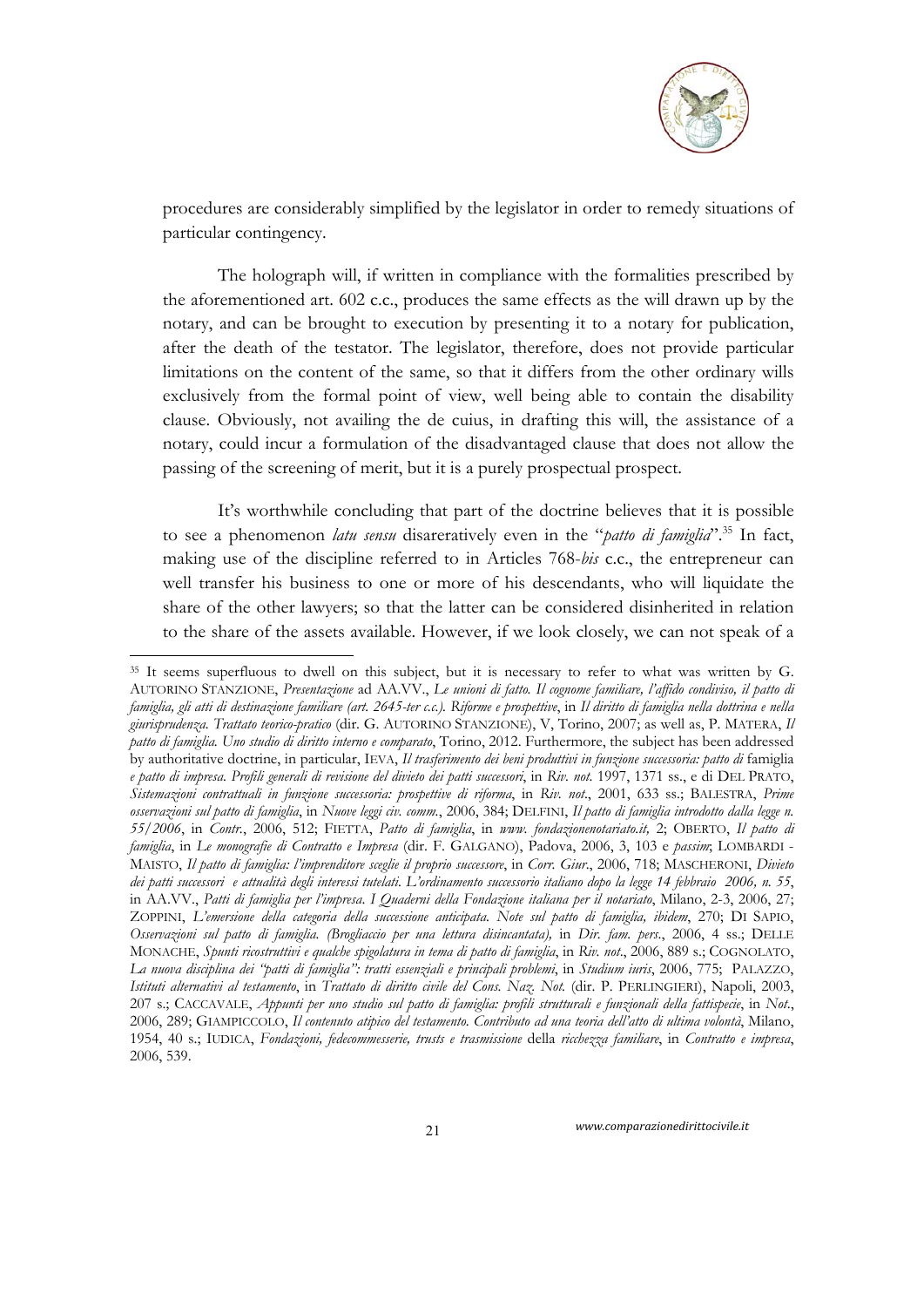procedures are considerably simplified by the legislator in order to remedy situations of particular contingency.

The holograph will, if written in compliance with the formalities prescribed by the aforementioned art. 602 c.c., produces the same effects as the will drawn up by the notary, and can be brought to execution by presenting it to a notary for publication, after the death of the testator. The legislator, therefore, does not provide particular limitations on the content of the same, so that it differs from the other ordinary wills exclusively from the formal point of view, well being able to contain the disability clause. Obviously, not availing the de cuius, in drafting this will, the assistance of a notary, could incur a formulation of the disadvantaged clause that does not allow the passing of the screening of merit, but it is a purely prospectual prospect.

It's worthwhile concluding that part of the doctrine believes that it is possible to see a phenomenon *latu sensu* disareratively even in the "*patto di famiglia*".[35] In fact, making use of the discipline referred to in Articles 768-*bis* c.c., the entrepreneur can well transfer his business to one or more of his descendants, who will liquidate the share of the other lawyers; so that the latter can be considered disinherited in relation to the share of the assets available. However, if we look closely, we can not speak of a

---

[35] It seems superfluous to dwell on this subject, but it is necessary to refer to what was written by G. AUTORINO STANZIONE, *Presentazione* ad AA.VV., *Le unioni di fatto. Il cognome familiare, l'affido condiviso, il patto di famiglia, gli atti di destinazione familiare (art. 2645-ter c.c.). Riforme e prospettive*, in *Il diritto di famiglia nella dottrina e nella giurisprudenza. Trattato teorico-pratico* (dir. G. AUTORINO STANZIONE), V, Torino, 2007; as well as, P. MATERA, *Il patto di famiglia. Uno studio di diritto interno e comparato*, Torino, 2012. Furthermore, the subject has been addressed by authoritative doctrine, in particular, IEVA, *Il trasferimento dei beni produttivi in funzione successoria: patto di* famiglia *e patto di impresa. Profili generali di revisione del divieto dei patti successori*, in *Riv. not.* 1997, 1371 ss., e di DEL PRATO, *Sistemazioni contrattuali in funzione successoria: prospettive di riforma*, in *Riv. not*., 2001, 633 ss.; BALESTRA, *Prime osservazioni sul patto di famiglia*, in *Nuove leggi civ. comm*., 2006, 384; DELFINI, *Il patto di famiglia introdotto dalla legge n. 55/2006*, in *Contr.*, 2006, 512; FIETTA, *Patto di famiglia*, in *www. fondazionenotariato.it,* 2; OBERTO, *Il patto di famiglia*, in *Le monografie di Contratto e Impresa* (dir. F. GALGANO), Padova, 2006, 3, 103 e *passim*; LOMBARDI - MAISTO, *Il patto di famiglia: l'imprenditore sceglie il proprio successore*, in *Corr. Giur*., 2006, 718; MASCHERONI, *Divieto dei patti successori e attualità degli interessi tutelati. L'ordinamento successorio italiano dopo la legge 14 febbraio 2006, n. 55*, in AA.VV., *Patti di famiglia per l'impresa*. *I Quaderni della Fondazione italiana per il notariato*, Milano, 2-3, 2006, 27; ZOPPINI, *L'emersione della categoria della successione anticipata. Note sul patto di famiglia, ibidem*, 270; DI SAPIO, *Osservazioni sul patto di famiglia. (Brogliaccio per una lettura disincantata),* in *Dir. fam. pers*., 2006, 4 ss.; DELLE MONACHE, *Spunti ricostruttivi e qualche spigolatura in tema di patto di famiglia*, in *Riv. not*., 2006, 889 s.; COGNOLATO, *La nuova disciplina dei "patti di famiglia": tratti essenziali e principali problemi*, in *Studium iuris*, 2006, 775; PALAZZO, *Istituti alternativi al testamento*, in *Trattato di diritto civile del Cons. Naz. Not.* (dir. P. PERLINGIERI), Napoli, 2003, 207 s.; CACCAVALE, *Appunti per uno studio sul patto di famiglia: profili strutturali e funzionali della fattispecie*, in *Not*., 2006, 289; GIAMPICCOLO, *Il contenuto atipico del testamento. Contributo ad una teoria dell'atto di ultima volontà*, Milano, 1954, 40 s.; IUDICA, *Fondazioni, fedecommesserie, trusts e trasmissione* della *ricchezza familiare*, in *Contratto e impresa*, 2006, 539.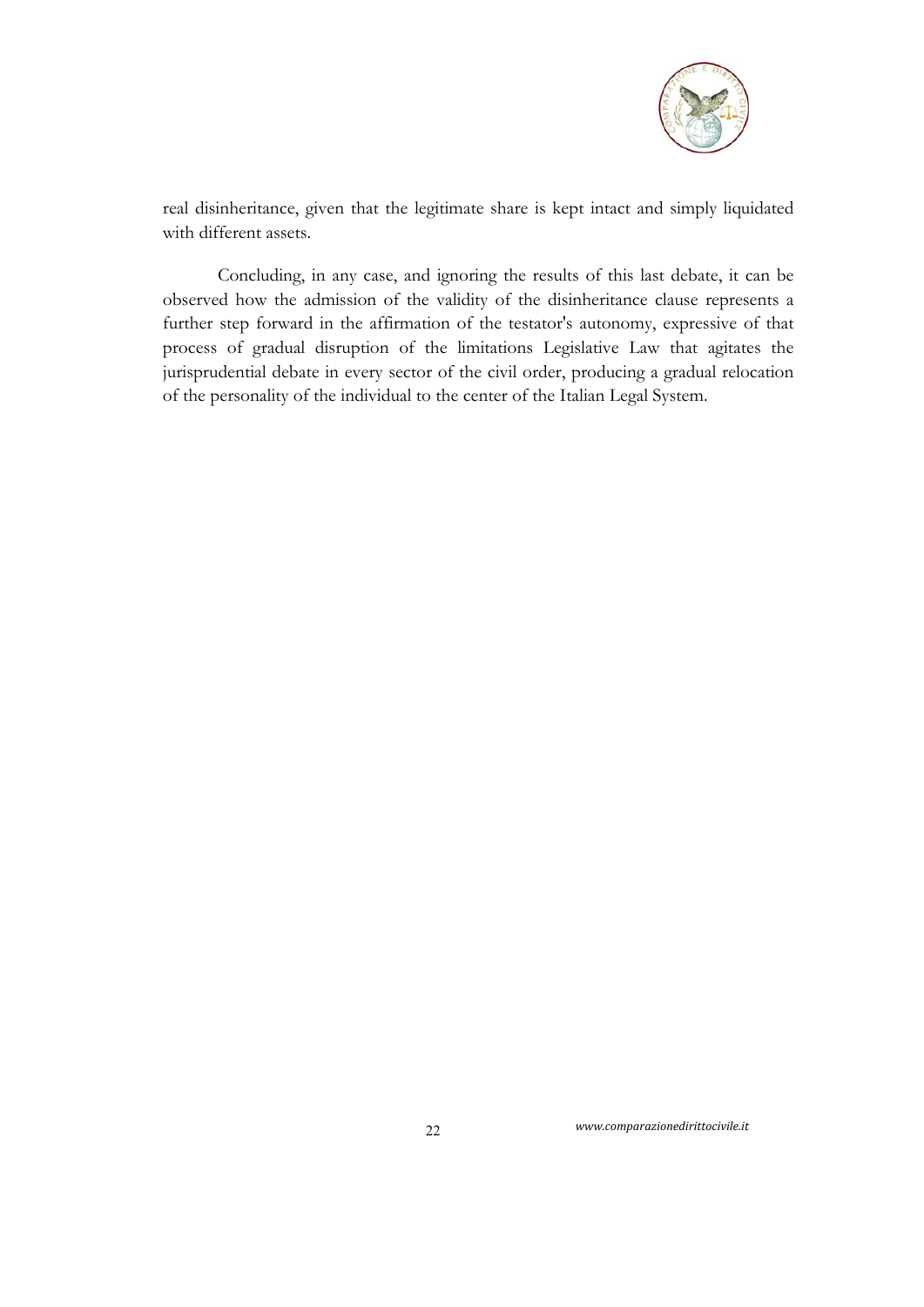real disinheritance, given that the legitimate share is kept intact and simply liquidated with different assets.

Concluding, in any case, and ignoring the results of this last debate, it can be observed how the admission of the validity of the disinheritance clause represents a further step forward in the affirmation of the testator's autonomy, expressive of that process of gradual disruption of the limitations Legislative Law that agitates the jurisprudential debate in every sector of the civil order, producing a gradual relocation of the personality of the individual to the center of the Italian Legal System.